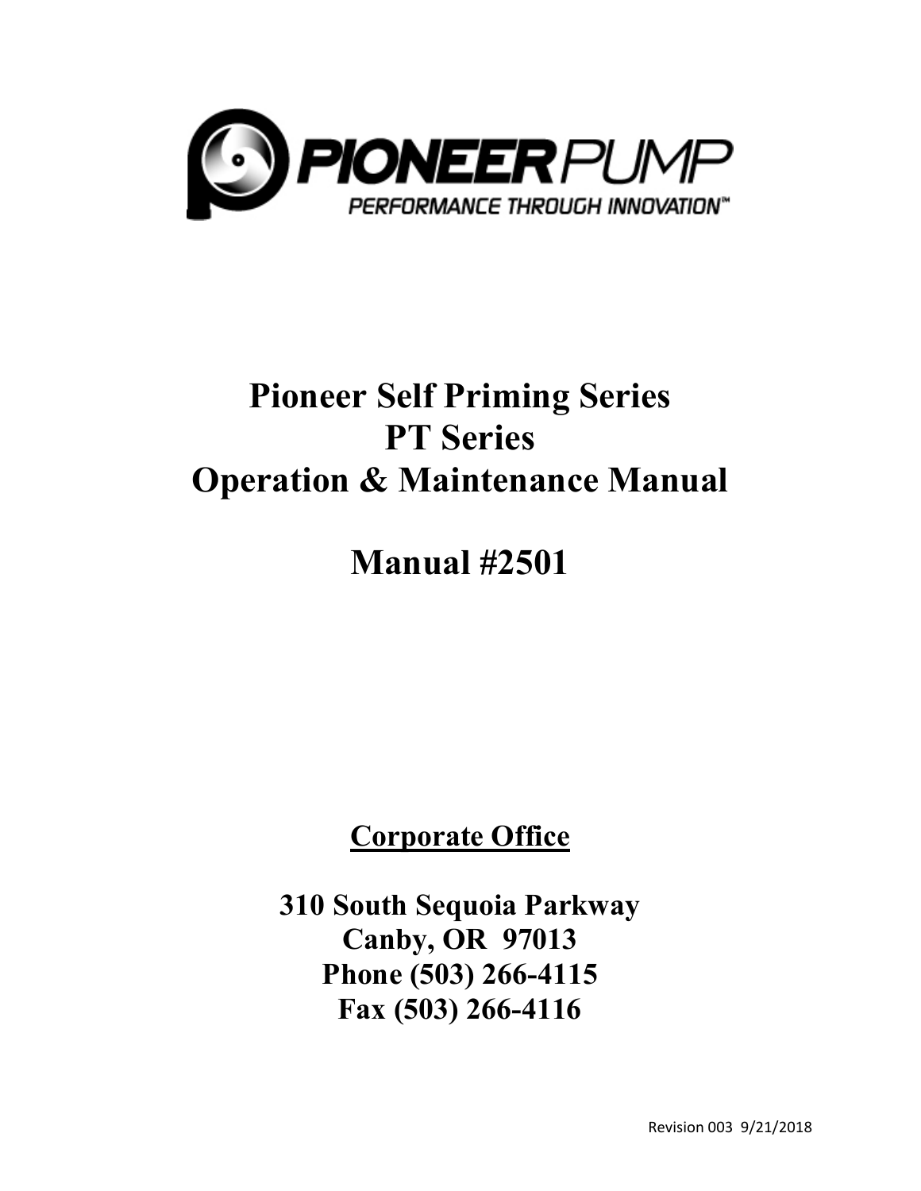PIONEERPUMP

PERFORMANCE THROUGH INNOVATION™

# Pioneer Self Priming Series
# PT Series
# Operation & Maintenance Manual

# Manual #2501

**Corporate Office**

**310 South Sequoia Parkway**
**Canby, OR 97013**
**Phone (503) 266-4115**
**Fax (503) 266-4116**

Revision 003 9/21/2018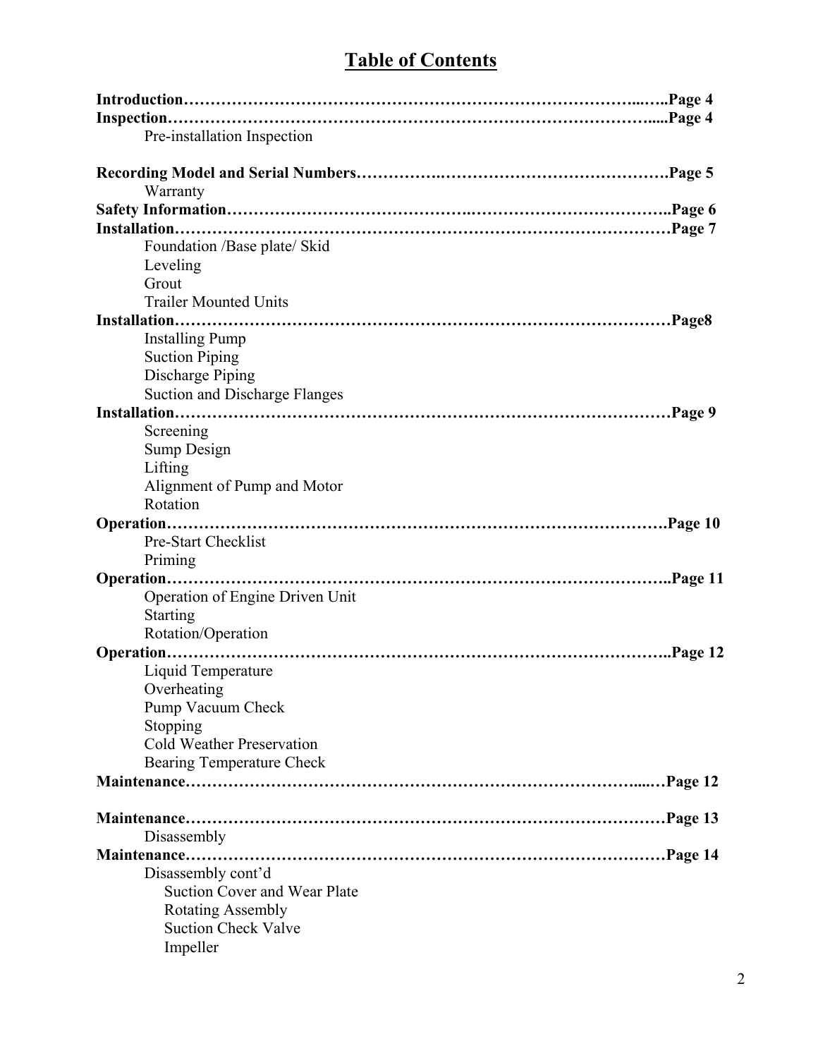# Table of Contents

**Introduction……………………………………………………………………………...…..Page 4**
**Inspection……………………………………………………………………………….....Page 4**
Pre-installation Inspection

**Recording Model and Serial Numbers………….……………………………………….Page 5**
Warranty
**Safety Information…………………………………..…………………………………..Page 6**
**Installation…………………………………………………………………………………Page 7**
Foundation /Base plate/ Skid
Leveling
Grout
Trailer Mounted Units
**Installation…………………………………………………………………………………Page8**
Installing Pump
Suction Piping
Discharge Piping
Suction and Discharge Flanges
**Installation…………………………………………………………………………………Page 9**
Screening
Sump Design
Lifting
Alignment of Pump and Motor
Rotation
**Operation…………………………………………………………………………………Page 10**
Pre-Start Checklist
Priming
**Operation………………………………………………………………………………..Page 11**
Operation of Engine Driven Unit
Starting
Rotation/Operation
**Operation………………………………………………………………………………..Page 12**
Liquid Temperature
Overheating
Pump Vacuum Check
Stopping
Cold Weather Preservation
Bearing Temperature Check
**Maintenance…………………………………………………………………….....…Page 12**

**Maintenance………………………………………………………………………………Page 13**
Disassembly
**Maintenance………………………………………………………………………………Page 14**
Disassembly cont'd
Suction Cover and Wear Plate
Rotating Assembly
Suction Check Valve
Impeller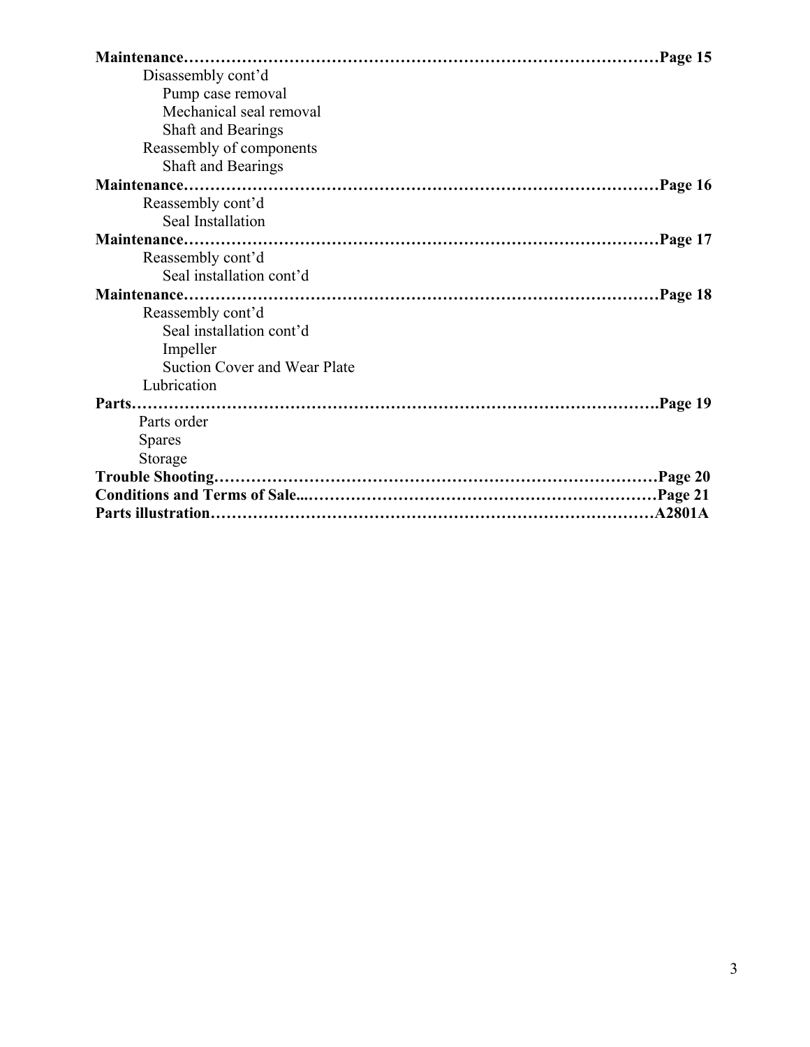**Maintenance………………………………………………………………………………Page 15**

Disassembly cont'd

- Pump case removal
- Mechanical seal removal
- Shaft and Bearings

Reassembly of components

- Shaft and Bearings

**Maintenance………………………………………………………………………………Page 16**

Reassembly cont'd

- Seal Installation

**Maintenance………………………………………………………………………………Page 17**

Reassembly cont'd

- Seal installation cont'd

**Maintenance………………………………………………………………………………Page 18**

Reassembly cont'd

- Seal installation cont'd
- Impeller
- Suction Cover and Wear Plate

Lubrication

**Parts……………………………………………………………………………………….Page 19**

Parts order

Spares

Storage

**Trouble Shooting…………………………………………………………………………Page 20**

**Conditions and Terms of Sale...………………………………………………………Page 21**

**Parts illustration…………………………………………………………………………A2801A**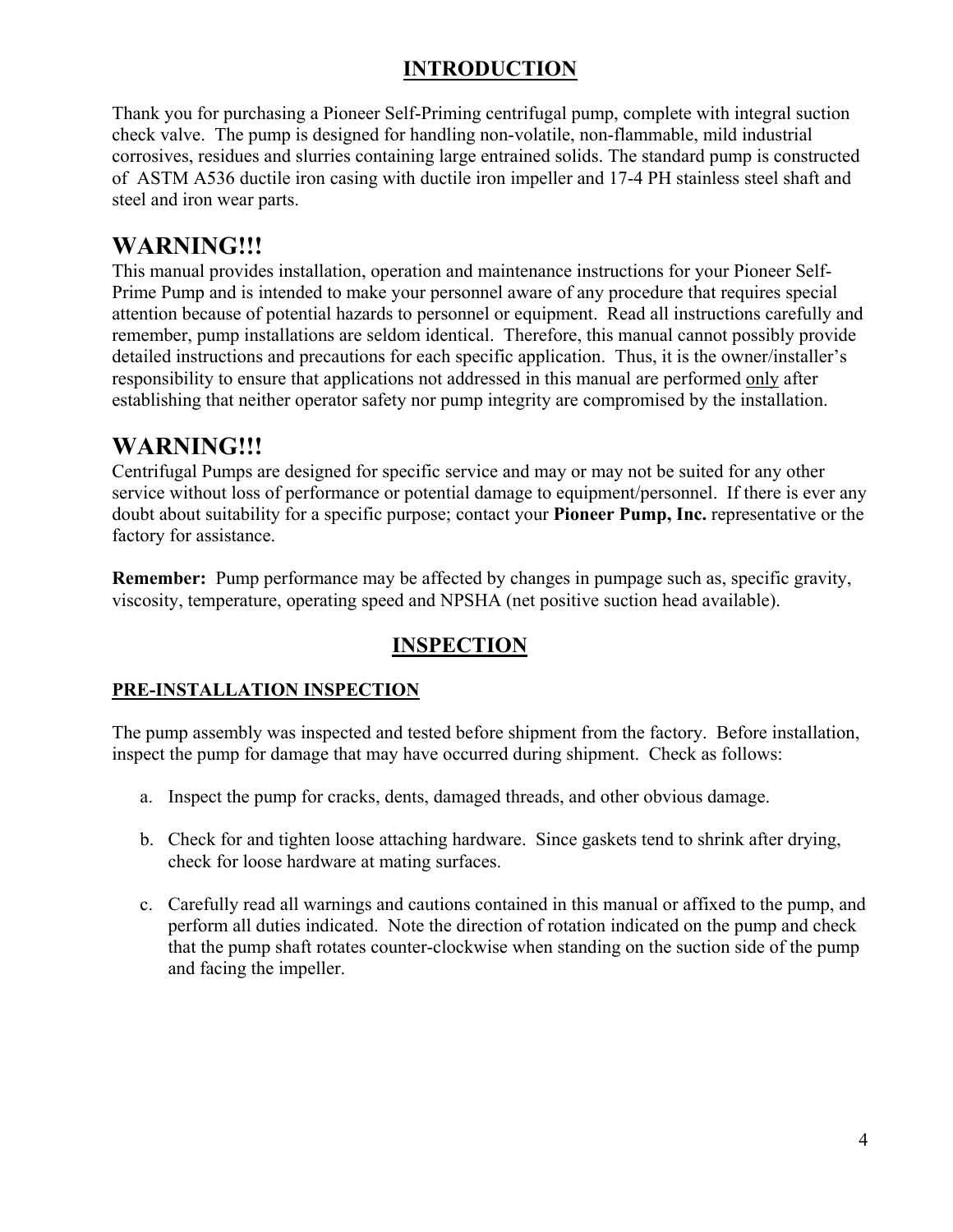## INTRODUCTION

Thank you for purchasing a Pioneer Self-Priming centrifugal pump, complete with integral suction check valve. The pump is designed for handling non-volatile, non-flammable, mild industrial corrosives, residues and slurries containing large entrained solids. The standard pump is constructed of ASTM A536 ductile iron casing with ductile iron impeller and 17-4 PH stainless steel shaft and steel and iron wear parts.

# WARNING!!!

This manual provides installation, operation and maintenance instructions for your Pioneer Self-Prime Pump and is intended to make your personnel aware of any procedure that requires special attention because of potential hazards to personnel or equipment. Read all instructions carefully and remember, pump installations are seldom identical. Therefore, this manual cannot possibly provide detailed instructions and precautions for each specific application. Thus, it is the owner/installer's responsibility to ensure that applications not addressed in this manual are performed only after establishing that neither operator safety nor pump integrity are compromised by the installation.

# WARNING!!!

Centrifugal Pumps are designed for specific service and may or may not be suited for any other service without loss of performance or potential damage to equipment/personnel. If there is ever any doubt about suitability for a specific purpose; contact your **Pioneer Pump, Inc.** representative or the factory for assistance.

**Remember:** Pump performance may be affected by changes in pumpage such as, specific gravity, viscosity, temperature, operating speed and NPSHA (net positive suction head available).

## INSPECTION

### PRE-INSTALLATION INSPECTION

The pump assembly was inspected and tested before shipment from the factory. Before installation, inspect the pump for damage that may have occurred during shipment. Check as follows:

a. Inspect the pump for cracks, dents, damaged threads, and other obvious damage.

b. Check for and tighten loose attaching hardware. Since gaskets tend to shrink after drying, check for loose hardware at mating surfaces.

c. Carefully read all warnings and cautions contained in this manual or affixed to the pump, and perform all duties indicated. Note the direction of rotation indicated on the pump and check that the pump shaft rotates counter-clockwise when standing on the suction side of the pump and facing the impeller.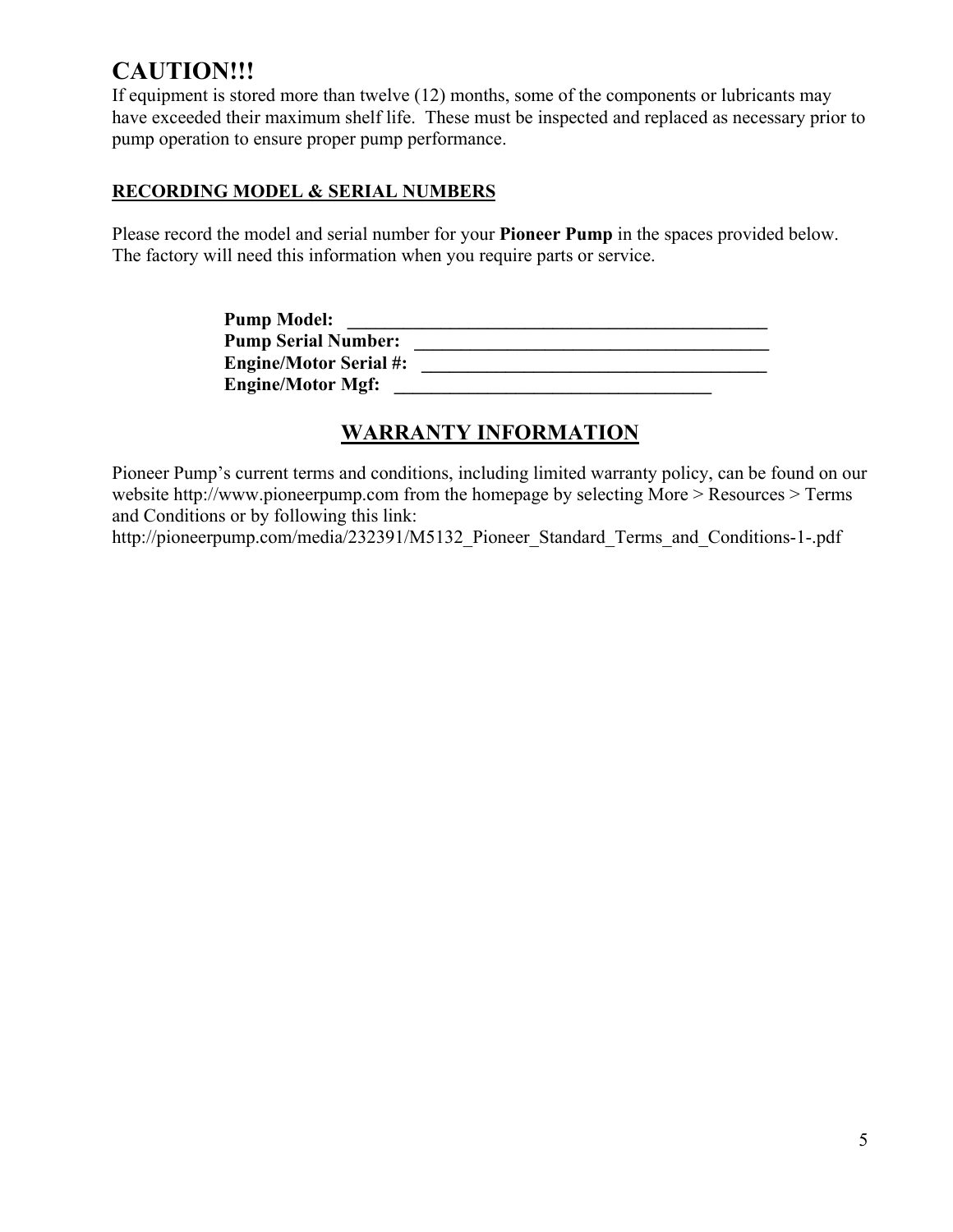# CAUTION!!!

If equipment is stored more than twelve (12) months, some of the components or lubricants may have exceeded their maximum shelf life. These must be inspected and replaced as necessary prior to pump operation to ensure proper pump performance.

**RECORDING MODEL & SERIAL NUMBERS**

Please record the model and serial number for your **Pioneer Pump** in the spaces provided below. The factory will need this information when you require parts or service.

**Pump Model:** ______________________________________________
**Pump Serial Number:** _______________________________________
**Engine/Motor Serial #:** _____________________________________
**Engine/Motor Mgf:** ___________________________________

## WARRANTY INFORMATION

Pioneer Pump's current terms and conditions, including limited warranty policy, can be found on our website http://www.pioneerpump.com from the homepage by selecting More > Resources > Terms and Conditions or by following this link:
http://pioneerpump.com/media/232391/M5132_Pioneer_Standard_Terms_and_Conditions-1-.pdf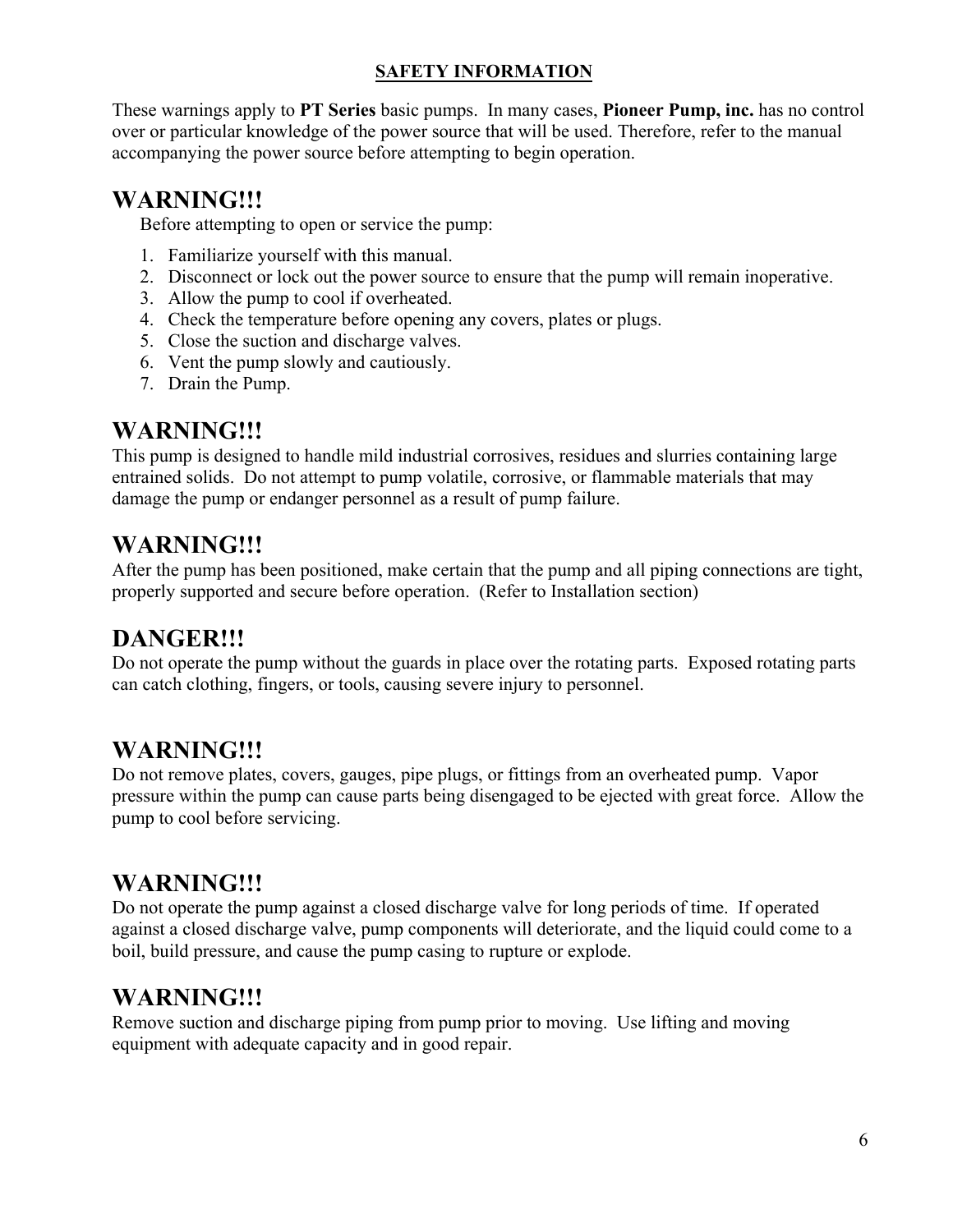## SAFETY INFORMATION

These warnings apply to **PT Series** basic pumps. In many cases, **Pioneer Pump, inc.** has no control over or particular knowledge of the power source that will be used. Therefore, refer to the manual accompanying the power source before attempting to begin operation.

## WARNING!!!

Before attempting to open or service the pump:

1. Familiarize yourself with this manual.
2. Disconnect or lock out the power source to ensure that the pump will remain inoperative.
3. Allow the pump to cool if overheated.
4. Check the temperature before opening any covers, plates or plugs.
5. Close the suction and discharge valves.
6. Vent the pump slowly and cautiously.
7. Drain the Pump.

## WARNING!!!

This pump is designed to handle mild industrial corrosives, residues and slurries containing large entrained solids. Do not attempt to pump volatile, corrosive, or flammable materials that may damage the pump or endanger personnel as a result of pump failure.

## WARNING!!!

After the pump has been positioned, make certain that the pump and all piping connections are tight, properly supported and secure before operation. (Refer to Installation section)

## DANGER!!!

Do not operate the pump without the guards in place over the rotating parts. Exposed rotating parts can catch clothing, fingers, or tools, causing severe injury to personnel.

## WARNING!!!

Do not remove plates, covers, gauges, pipe plugs, or fittings from an overheated pump. Vapor pressure within the pump can cause parts being disengaged to be ejected with great force. Allow the pump to cool before servicing.

## WARNING!!!

Do not operate the pump against a closed discharge valve for long periods of time. If operated against a closed discharge valve, pump components will deteriorate, and the liquid could come to a boil, build pressure, and cause the pump casing to rupture or explode.

## WARNING!!!

Remove suction and discharge piping from pump prior to moving. Use lifting and moving equipment with adequate capacity and in good repair.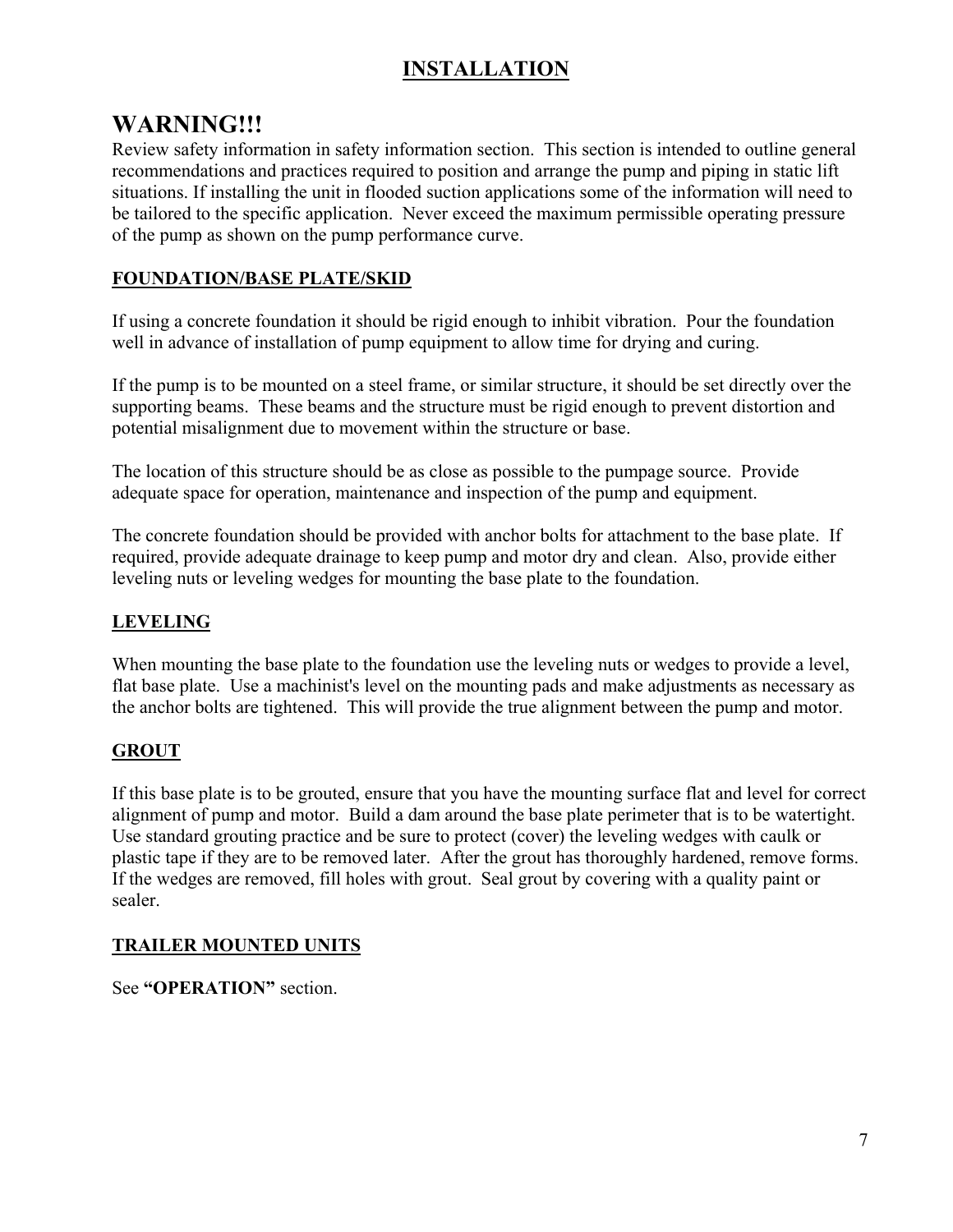# INSTALLATION

## WARNING!!!

Review safety information in safety information section. This section is intended to outline general recommendations and practices required to position and arrange the pump and piping in static lift situations. If installing the unit in flooded suction applications some of the information will need to be tailored to the specific application. Never exceed the maximum permissible operating pressure of the pump as shown on the pump performance curve.

### FOUNDATION/BASE PLATE/SKID

If using a concrete foundation it should be rigid enough to inhibit vibration. Pour the foundation well in advance of installation of pump equipment to allow time for drying and curing.

If the pump is to be mounted on a steel frame, or similar structure, it should be set directly over the supporting beams. These beams and the structure must be rigid enough to prevent distortion and potential misalignment due to movement within the structure or base.

The location of this structure should be as close as possible to the pumpage source. Provide adequate space for operation, maintenance and inspection of the pump and equipment.

The concrete foundation should be provided with anchor bolts for attachment to the base plate. If required, provide adequate drainage to keep pump and motor dry and clean. Also, provide either leveling nuts or leveling wedges for mounting the base plate to the foundation.

### LEVELING

When mounting the base plate to the foundation use the leveling nuts or wedges to provide a level, flat base plate. Use a machinist's level on the mounting pads and make adjustments as necessary as the anchor bolts are tightened. This will provide the true alignment between the pump and motor.

### GROUT

If this base plate is to be grouted, ensure that you have the mounting surface flat and level for correct alignment of pump and motor. Build a dam around the base plate perimeter that is to be watertight. Use standard grouting practice and be sure to protect (cover) the leveling wedges with caulk or plastic tape if they are to be removed later. After the grout has thoroughly hardened, remove forms. If the wedges are removed, fill holes with grout. Seal grout by covering with a quality paint or sealer.

### TRAILER MOUNTED UNITS

See **"OPERATION"** section.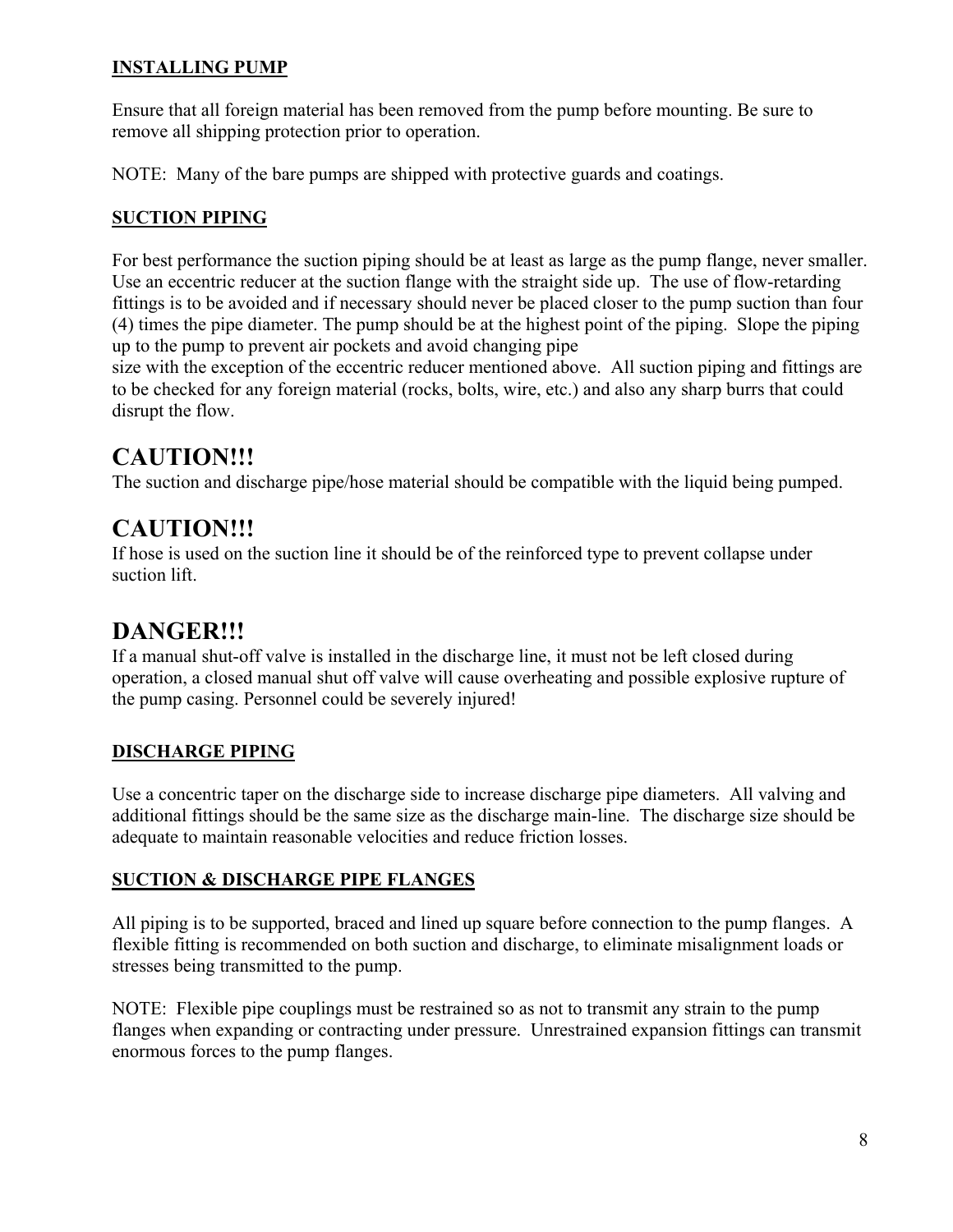## INSTALLING PUMP

Ensure that all foreign material has been removed from the pump before mounting. Be sure to remove all shipping protection prior to operation.

NOTE: Many of the bare pumps are shipped with protective guards and coatings.

## SUCTION PIPING

For best performance the suction piping should be at least as large as the pump flange, never smaller. Use an eccentric reducer at the suction flange with the straight side up. The use of flow-retarding fittings is to be avoided and if necessary should never be placed closer to the pump suction than four (4) times the pipe diameter. The pump should be at the highest point of the piping. Slope the piping up to the pump to prevent air pockets and avoid changing pipe size with the exception of the eccentric reducer mentioned above. All suction piping and fittings are to be checked for any foreign material (rocks, bolts, wire, etc.) and also any sharp burrs that could disrupt the flow.

# CAUTION!!!

The suction and discharge pipe/hose material should be compatible with the liquid being pumped.

# CAUTION!!!

If hose is used on the suction line it should be of the reinforced type to prevent collapse under suction lift.

# DANGER!!!

If a manual shut-off valve is installed in the discharge line, it must not be left closed during operation, a closed manual shut off valve will cause overheating and possible explosive rupture of the pump casing. Personnel could be severely injured!

## DISCHARGE PIPING

Use a concentric taper on the discharge side to increase discharge pipe diameters. All valving and additional fittings should be the same size as the discharge main-line. The discharge size should be adequate to maintain reasonable velocities and reduce friction losses.

## SUCTION & DISCHARGE PIPE FLANGES

All piping is to be supported, braced and lined up square before connection to the pump flanges. A flexible fitting is recommended on both suction and discharge, to eliminate misalignment loads or stresses being transmitted to the pump.

NOTE: Flexible pipe couplings must be restrained so as not to transmit any strain to the pump flanges when expanding or contracting under pressure. Unrestrained expansion fittings can transmit enormous forces to the pump flanges.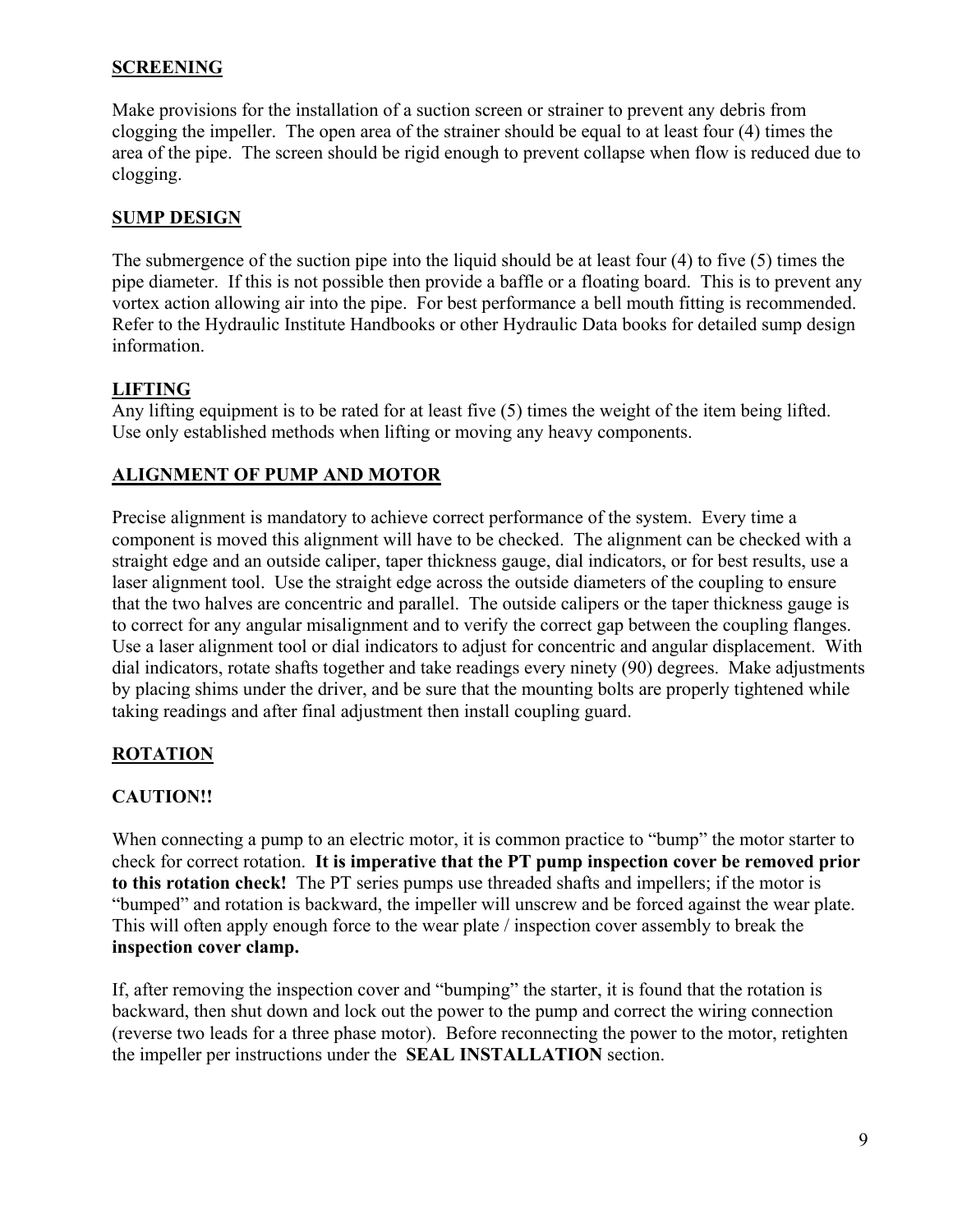## SCREENING

Make provisions for the installation of a suction screen or strainer to prevent any debris from clogging the impeller. The open area of the strainer should be equal to at least four (4) times the area of the pipe. The screen should be rigid enough to prevent collapse when flow is reduced due to clogging.

## SUMP DESIGN

The submergence of the suction pipe into the liquid should be at least four (4) to five (5) times the pipe diameter. If this is not possible then provide a baffle or a floating board. This is to prevent any vortex action allowing air into the pipe. For best performance a bell mouth fitting is recommended. Refer to the Hydraulic Institute Handbooks or other Hydraulic Data books for detailed sump design information.

## LIFTING

Any lifting equipment is to be rated for at least five (5) times the weight of the item being lifted. Use only established methods when lifting or moving any heavy components.

## ALIGNMENT OF PUMP AND MOTOR

Precise alignment is mandatory to achieve correct performance of the system. Every time a component is moved this alignment will have to be checked. The alignment can be checked with a straight edge and an outside caliper, taper thickness gauge, dial indicators, or for best results, use a laser alignment tool. Use the straight edge across the outside diameters of the coupling to ensure that the two halves are concentric and parallel. The outside calipers or the taper thickness gauge is to correct for any angular misalignment and to verify the correct gap between the coupling flanges. Use a laser alignment tool or dial indicators to adjust for concentric and angular displacement. With dial indicators, rotate shafts together and take readings every ninety (90) degrees. Make adjustments by placing shims under the driver, and be sure that the mounting bolts are properly tightened while taking readings and after final adjustment then install coupling guard.

## ROTATION

**CAUTION!!**

When connecting a pump to an electric motor, it is common practice to "bump" the motor starter to check for correct rotation. **It is imperative that the PT pump inspection cover be removed prior to this rotation check!** The PT series pumps use threaded shafts and impellers; if the motor is "bumped" and rotation is backward, the impeller will unscrew and be forced against the wear plate. This will often apply enough force to the wear plate / inspection cover assembly to break the **inspection cover clamp.**

If, after removing the inspection cover and "bumping" the starter, it is found that the rotation is backward, then shut down and lock out the power to the pump and correct the wiring connection (reverse two leads for a three phase motor). Before reconnecting the power to the motor, retighten the impeller per instructions under the **SEAL INSTALLATION** section.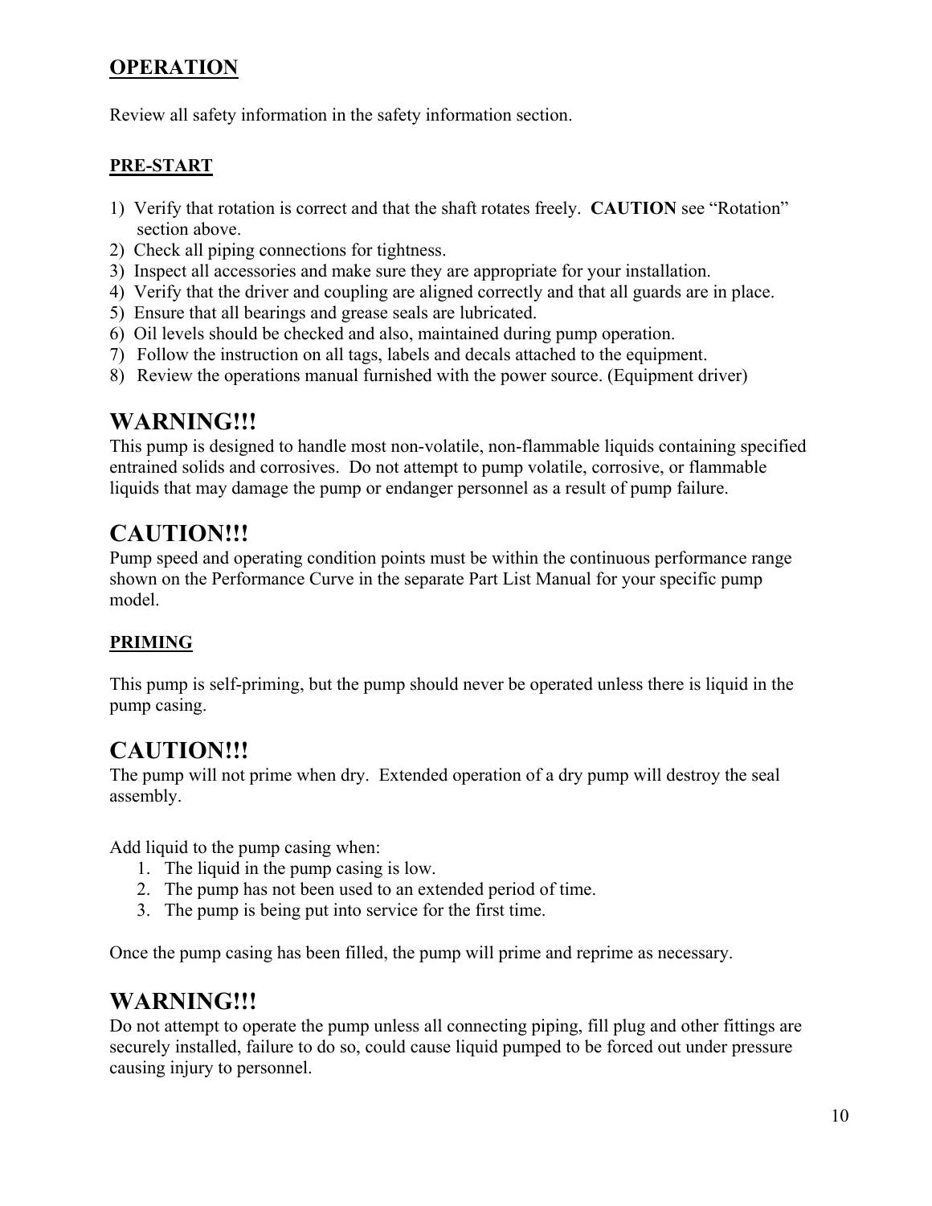## OPERATION

Review all safety information in the safety information section.

### PRE-START

1) Verify that rotation is correct and that the shaft rotates freely. **CAUTION** see "Rotation" section above.
2) Check all piping connections for tightness.
3) Inspect all accessories and make sure they are appropriate for your installation.
4) Verify that the driver and coupling are aligned correctly and that all guards are in place.
5) Ensure that all bearings and grease seals are lubricated.
6) Oil levels should be checked and also, maintained during pump operation.
7) Follow the instruction on all tags, labels and decals attached to the equipment.
8) Review the operations manual furnished with the power source. (Equipment driver)

## WARNING!!!

This pump is designed to handle most non-volatile, non-flammable liquids containing specified entrained solids and corrosives. Do not attempt to pump volatile, corrosive, or flammable liquids that may damage the pump or endanger personnel as a result of pump failure.

## CAUTION!!!

Pump speed and operating condition points must be within the continuous performance range shown on the Performance Curve in the separate Part List Manual for your specific pump model.

### PRIMING

This pump is self-priming, but the pump should never be operated unless there is liquid in the pump casing.

## CAUTION!!!

The pump will not prime when dry. Extended operation of a dry pump will destroy the seal assembly.

Add liquid to the pump casing when:

1. The liquid in the pump casing is low.
2. The pump has not been used to an extended period of time.
3. The pump is being put into service for the first time.

Once the pump casing has been filled, the pump will prime and reprime as necessary.

## WARNING!!!

Do not attempt to operate the pump unless all connecting piping, fill plug and other fittings are securely installed, failure to do so, could cause liquid pumped to be forced out under pressure causing injury to personnel.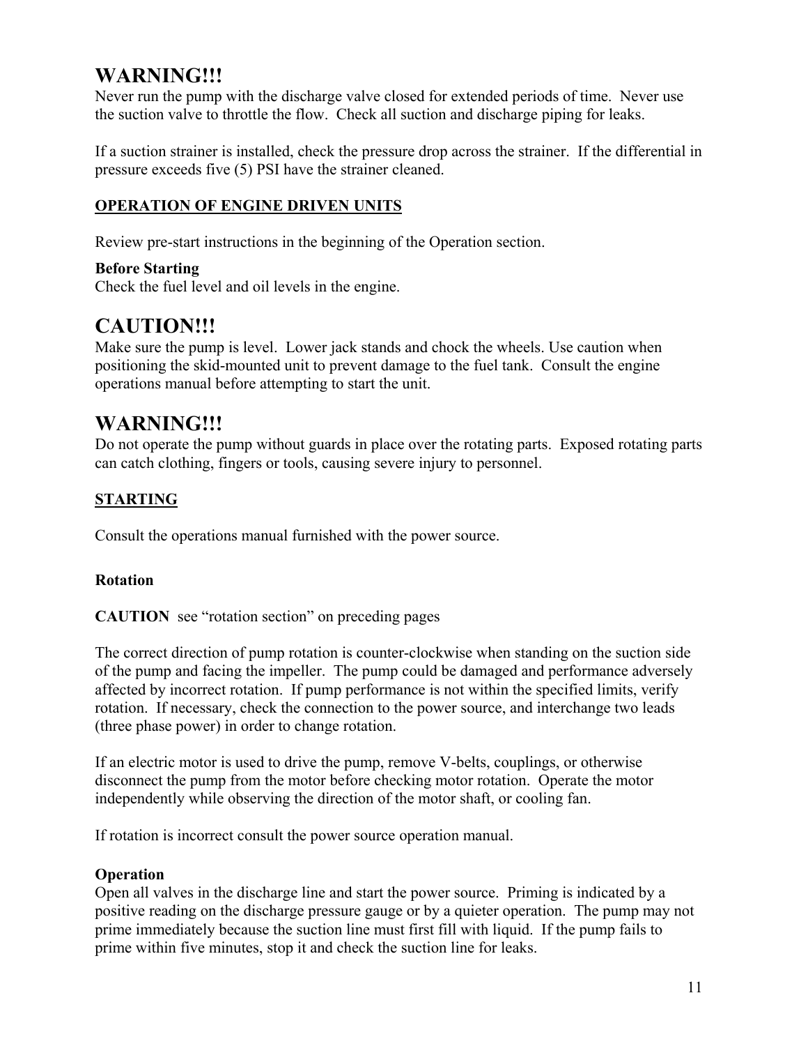## WARNING!!!

Never run the pump with the discharge valve closed for extended periods of time. Never use the suction valve to throttle the flow. Check all suction and discharge piping for leaks.

If a suction strainer is installed, check the pressure drop across the strainer. If the differential in pressure exceeds five (5) PSI have the strainer cleaned.

### OPERATION OF ENGINE DRIVEN UNITS

Review pre-start instructions in the beginning of the Operation section.

**Before Starting**
Check the fuel level and oil levels in the engine.

## CAUTION!!!

Make sure the pump is level. Lower jack stands and chock the wheels. Use caution when positioning the skid-mounted unit to prevent damage to the fuel tank. Consult the engine operations manual before attempting to start the unit.

## WARNING!!!

Do not operate the pump without guards in place over the rotating parts. Exposed rotating parts can catch clothing, fingers or tools, causing severe injury to personnel.

### STARTING

Consult the operations manual furnished with the power source.

**Rotation**

**CAUTION** see "rotation section" on preceding pages

The correct direction of pump rotation is counter-clockwise when standing on the suction side of the pump and facing the impeller. The pump could be damaged and performance adversely affected by incorrect rotation. If pump performance is not within the specified limits, verify rotation. If necessary, check the connection to the power source, and interchange two leads (three phase power) in order to change rotation.

If an electric motor is used to drive the pump, remove V-belts, couplings, or otherwise disconnect the pump from the motor before checking motor rotation. Operate the motor independently while observing the direction of the motor shaft, or cooling fan.

If rotation is incorrect consult the power source operation manual.

**Operation**
Open all valves in the discharge line and start the power source. Priming is indicated by a positive reading on the discharge pressure gauge or by a quieter operation. The pump may not prime immediately because the suction line must first fill with liquid. If the pump fails to prime within five minutes, stop it and check the suction line for leaks.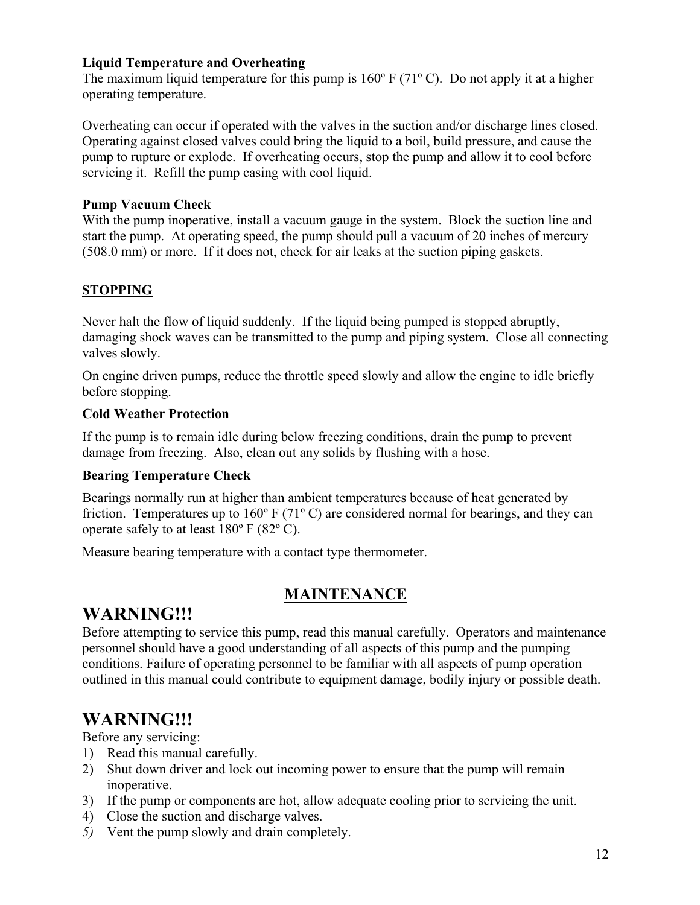**Liquid Temperature and Overheating**

The maximum liquid temperature for this pump is 160º F (71º C). Do not apply it at a higher operating temperature.

Overheating can occur if operated with the valves in the suction and/or discharge lines closed. Operating against closed valves could bring the liquid to a boil, build pressure, and cause the pump to rupture or explode. If overheating occurs, stop the pump and allow it to cool before servicing it. Refill the pump casing with cool liquid.

**Pump Vacuum Check**

With the pump inoperative, install a vacuum gauge in the system. Block the suction line and start the pump. At operating speed, the pump should pull a vacuum of 20 inches of mercury (508.0 mm) or more. If it does not, check for air leaks at the suction piping gaskets.

## STOPPING

Never halt the flow of liquid suddenly. If the liquid being pumped is stopped abruptly, damaging shock waves can be transmitted to the pump and piping system. Close all connecting valves slowly.

On engine driven pumps, reduce the throttle speed slowly and allow the engine to idle briefly before stopping.

**Cold Weather Protection**

If the pump is to remain idle during below freezing conditions, drain the pump to prevent damage from freezing. Also, clean out any solids by flushing with a hose.

**Bearing Temperature Check**

Bearings normally run at higher than ambient temperatures because of heat generated by friction. Temperatures up to 160º F (71º C) are considered normal for bearings, and they can operate safely to at least 180º F (82º C).

Measure bearing temperature with a contact type thermometer.

## MAINTENANCE

# WARNING!!!

Before attempting to service this pump, read this manual carefully. Operators and maintenance personnel should have a good understanding of all aspects of this pump and the pumping conditions. Failure of operating personnel to be familiar with all aspects of pump operation outlined in this manual could contribute to equipment damage, bodily injury or possible death.

# WARNING!!!

Before any servicing:

1) Read this manual carefully.
2) Shut down driver and lock out incoming power to ensure that the pump will remain inoperative.
3) If the pump or components are hot, allow adequate cooling prior to servicing the unit.
4) Close the suction and discharge valves.
5) Vent the pump slowly and drain completely.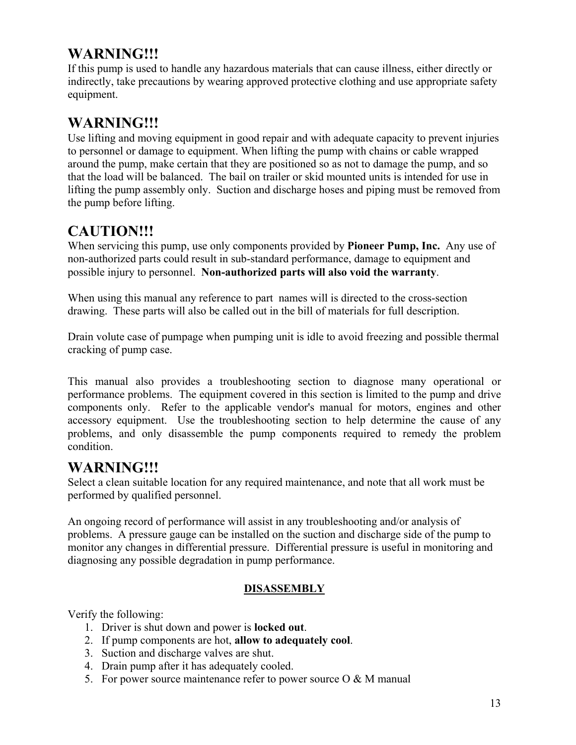## WARNING!!!

If this pump is used to handle any hazardous materials that can cause illness, either directly or indirectly, take precautions by wearing approved protective clothing and use appropriate safety equipment.

## WARNING!!!

Use lifting and moving equipment in good repair and with adequate capacity to prevent injuries to personnel or damage to equipment. When lifting the pump with chains or cable wrapped around the pump, make certain that they are positioned so as not to damage the pump, and so that the load will be balanced. The bail on trailer or skid mounted units is intended for use in lifting the pump assembly only. Suction and discharge hoses and piping must be removed from the pump before lifting.

## CAUTION!!!

When servicing this pump, use only components provided by **Pioneer Pump, Inc.** Any use of non-authorized parts could result in sub-standard performance, damage to equipment and possible injury to personnel. **Non-authorized parts will also void the warranty**.

When using this manual any reference to part names will is directed to the cross-section drawing. These parts will also be called out in the bill of materials for full description.

Drain volute case of pumpage when pumping unit is idle to avoid freezing and possible thermal cracking of pump case.

This manual also provides a troubleshooting section to diagnose many operational or performance problems. The equipment covered in this section is limited to the pump and drive components only. Refer to the applicable vendor's manual for motors, engines and other accessory equipment. Use the troubleshooting section to help determine the cause of any problems, and only disassemble the pump components required to remedy the problem condition.

## WARNING!!!

Select a clean suitable location for any required maintenance, and note that all work must be performed by qualified personnel.

An ongoing record of performance will assist in any troubleshooting and/or analysis of problems. A pressure gauge can be installed on the suction and discharge side of the pump to monitor any changes in differential pressure. Differential pressure is useful in monitoring and diagnosing any possible degradation in pump performance.

### DISASSEMBLY

Verify the following:

1. Driver is shut down and power is **locked out**.
2. If pump components are hot, **allow to adequately cool**.
3. Suction and discharge valves are shut.
4. Drain pump after it has adequately cooled.
5. For power source maintenance refer to power source O & M manual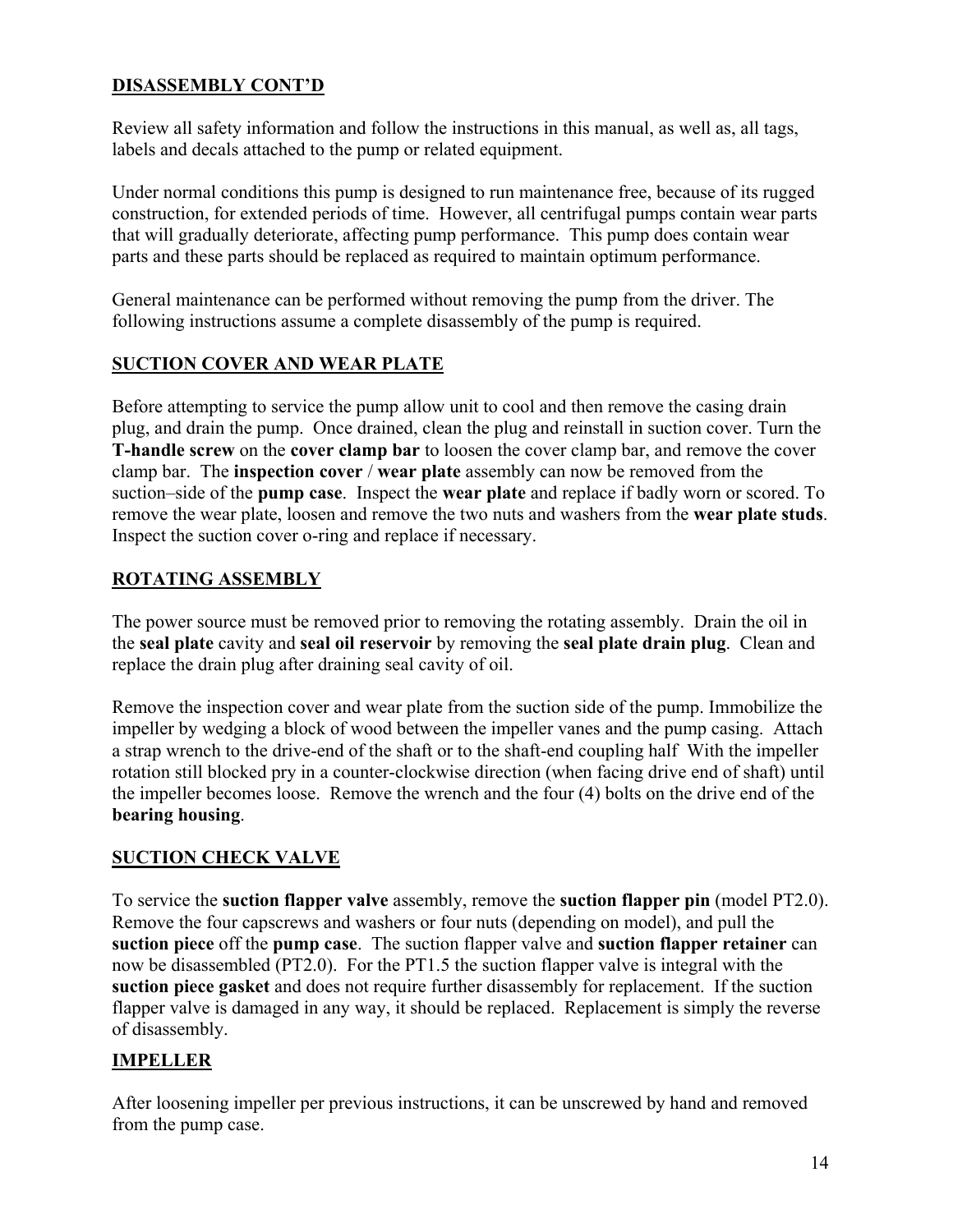## DISASSEMBLY CONT'D

Review all safety information and follow the instructions in this manual, as well as, all tags, labels and decals attached to the pump or related equipment.

Under normal conditions this pump is designed to run maintenance free, because of its rugged construction, for extended periods of time. However, all centrifugal pumps contain wear parts that will gradually deteriorate, affecting pump performance. This pump does contain wear parts and these parts should be replaced as required to maintain optimum performance.

General maintenance can be performed without removing the pump from the driver. The following instructions assume a complete disassembly of the pump is required.

## SUCTION COVER AND WEAR PLATE

Before attempting to service the pump allow unit to cool and then remove the casing drain plug, and drain the pump. Once drained, clean the plug and reinstall in suction cover. Turn the **T-handle screw** on the **cover clamp bar** to loosen the cover clamp bar, and remove the cover clamp bar. The **inspection cover** / **wear plate** assembly can now be removed from the suction–side of the **pump case**. Inspect the **wear plate** and replace if badly worn or scored. To remove the wear plate, loosen and remove the two nuts and washers from the **wear plate studs**. Inspect the suction cover o-ring and replace if necessary.

## ROTATING ASSEMBLY

The power source must be removed prior to removing the rotating assembly. Drain the oil in the **seal plate** cavity and **seal oil reservoir** by removing the **seal plate drain plug**. Clean and replace the drain plug after draining seal cavity of oil.

Remove the inspection cover and wear plate from the suction side of the pump. Immobilize the impeller by wedging a block of wood between the impeller vanes and the pump casing. Attach a strap wrench to the drive-end of the shaft or to the shaft-end coupling half With the impeller rotation still blocked pry in a counter-clockwise direction (when facing drive end of shaft) until the impeller becomes loose. Remove the wrench and the four (4) bolts on the drive end of the **bearing housing**.

## SUCTION CHECK VALVE

To service the **suction flapper valve** assembly, remove the **suction flapper pin** (model PT2.0). Remove the four capscrews and washers or four nuts (depending on model), and pull the **suction piece** off the **pump case**. The suction flapper valve and **suction flapper retainer** can now be disassembled (PT2.0). For the PT1.5 the suction flapper valve is integral with the **suction piece gasket** and does not require further disassembly for replacement. If the suction flapper valve is damaged in any way, it should be replaced. Replacement is simply the reverse of disassembly.

## IMPELLER

After loosening impeller per previous instructions, it can be unscrewed by hand and removed from the pump case.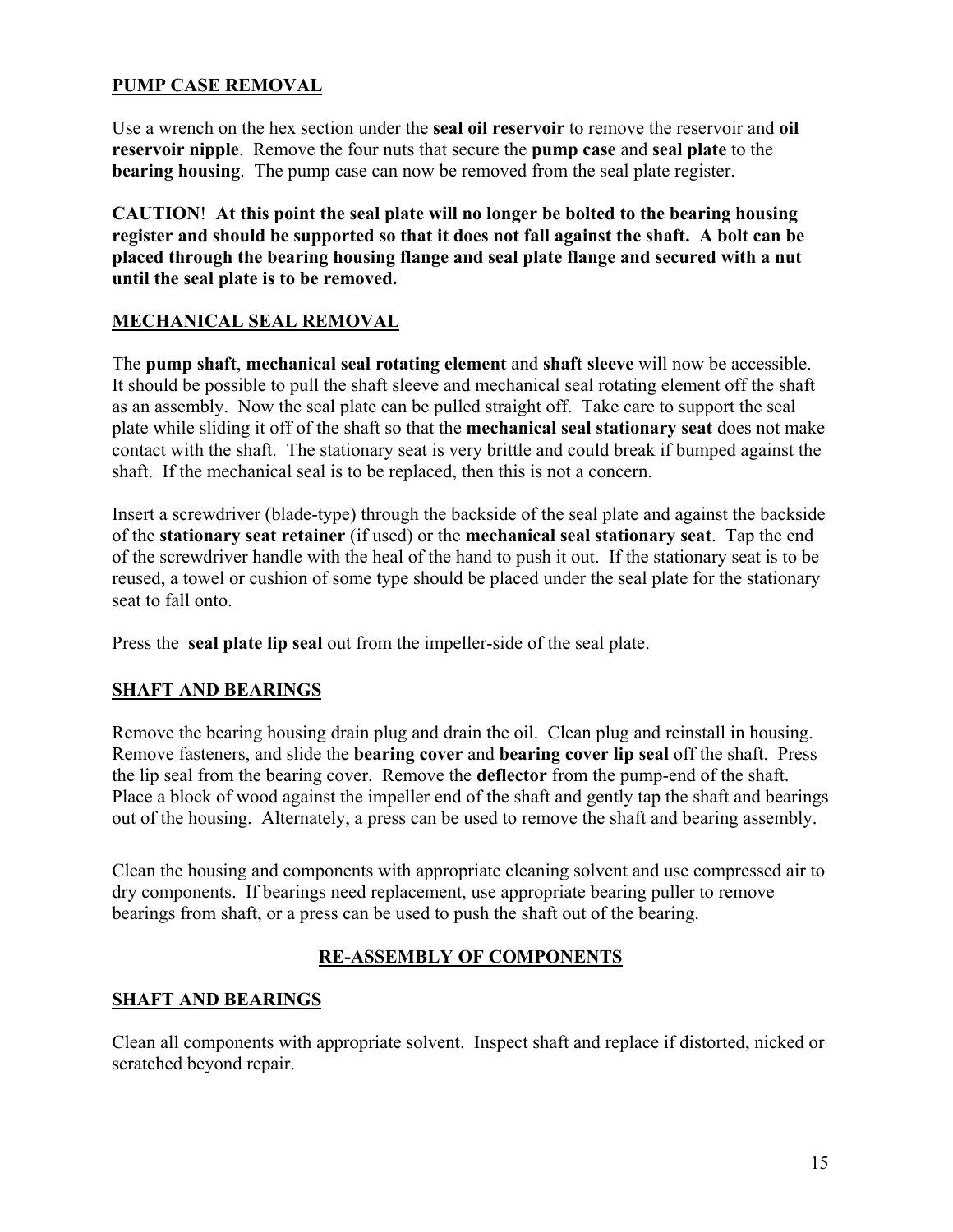## PUMP CASE REMOVAL

Use a wrench on the hex section under the **seal oil reservoir** to remove the reservoir and **oil reservoir nipple**. Remove the four nuts that secure the **pump case** and **seal plate** to the **bearing housing**. The pump case can now be removed from the seal plate register.

**CAUTION! At this point the seal plate will no longer be bolted to the bearing housing register and should be supported so that it does not fall against the shaft. A bolt can be placed through the bearing housing flange and seal plate flange and secured with a nut until the seal plate is to be removed.**

## MECHANICAL SEAL REMOVAL

The **pump shaft**, **mechanical seal rotating element** and **shaft sleeve** will now be accessible. It should be possible to pull the shaft sleeve and mechanical seal rotating element off the shaft as an assembly. Now the seal plate can be pulled straight off. Take care to support the seal plate while sliding it off of the shaft so that the **mechanical seal stationary seat** does not make contact with the shaft. The stationary seat is very brittle and could break if bumped against the shaft. If the mechanical seal is to be replaced, then this is not a concern.

Insert a screwdriver (blade-type) through the backside of the seal plate and against the backside of the **stationary seat retainer** (if used) or the **mechanical seal stationary seat**. Tap the end of the screwdriver handle with the heal of the hand to push it out. If the stationary seat is to be reused, a towel or cushion of some type should be placed under the seal plate for the stationary seat to fall onto.

Press the **seal plate lip seal** out from the impeller-side of the seal plate.

## SHAFT AND BEARINGS

Remove the bearing housing drain plug and drain the oil. Clean plug and reinstall in housing. Remove fasteners, and slide the **bearing cover** and **bearing cover lip seal** off the shaft. Press the lip seal from the bearing cover. Remove the **deflector** from the pump-end of the shaft. Place a block of wood against the impeller end of the shaft and gently tap the shaft and bearings out of the housing. Alternately, a press can be used to remove the shaft and bearing assembly.

Clean the housing and components with appropriate cleaning solvent and use compressed air to dry components. If bearings need replacement, use appropriate bearing puller to remove bearings from shaft, or a press can be used to push the shaft out of the bearing.

# RE-ASSEMBLY OF COMPONENTS

## SHAFT AND BEARINGS

Clean all components with appropriate solvent. Inspect shaft and replace if distorted, nicked or scratched beyond repair.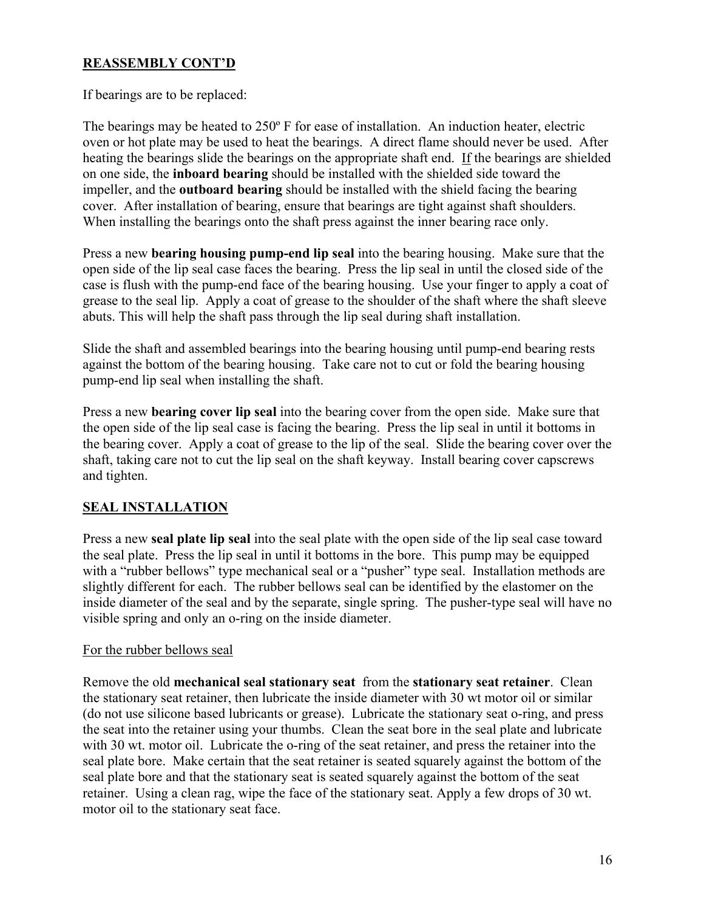## REASSEMBLY CONT'D

If bearings are to be replaced:

The bearings may be heated to 250º F for ease of installation. An induction heater, electric oven or hot plate may be used to heat the bearings. A direct flame should never be used. After heating the bearings slide the bearings on the appropriate shaft end. If the bearings are shielded on one side, the **inboard bearing** should be installed with the shielded side toward the impeller, and the **outboard bearing** should be installed with the shield facing the bearing cover. After installation of bearing, ensure that bearings are tight against shaft shoulders. When installing the bearings onto the shaft press against the inner bearing race only.

Press a new **bearing housing pump-end lip seal** into the bearing housing. Make sure that the open side of the lip seal case faces the bearing. Press the lip seal in until the closed side of the case is flush with the pump-end face of the bearing housing. Use your finger to apply a coat of grease to the seal lip. Apply a coat of grease to the shoulder of the shaft where the shaft sleeve abuts. This will help the shaft pass through the lip seal during shaft installation.

Slide the shaft and assembled bearings into the bearing housing until pump-end bearing rests against the bottom of the bearing housing. Take care not to cut or fold the bearing housing pump-end lip seal when installing the shaft.

Press a new **bearing cover lip seal** into the bearing cover from the open side. Make sure that the open side of the lip seal case is facing the bearing. Press the lip seal in until it bottoms in the bearing cover. Apply a coat of grease to the lip of the seal. Slide the bearing cover over the shaft, taking care not to cut the lip seal on the shaft keyway. Install bearing cover capscrews and tighten.

## SEAL INSTALLATION

Press a new **seal plate lip seal** into the seal plate with the open side of the lip seal case toward the seal plate. Press the lip seal in until it bottoms in the bore. This pump may be equipped with a "rubber bellows" type mechanical seal or a "pusher" type seal. Installation methods are slightly different for each. The rubber bellows seal can be identified by the elastomer on the inside diameter of the seal and by the separate, single spring. The pusher-type seal will have no visible spring and only an o-ring on the inside diameter.

For the rubber bellows seal

Remove the old **mechanical seal stationary seat** from the **stationary seat retainer**. Clean the stationary seat retainer, then lubricate the inside diameter with 30 wt motor oil or similar (do not use silicone based lubricants or grease). Lubricate the stationary seat o-ring, and press the seat into the retainer using your thumbs. Clean the seat bore in the seal plate and lubricate with 30 wt. motor oil. Lubricate the o-ring of the seat retainer, and press the retainer into the seal plate bore. Make certain that the seat retainer is seated squarely against the bottom of the seal plate bore and that the stationary seat is seated squarely against the bottom of the seat retainer. Using a clean rag, wipe the face of the stationary seat. Apply a few drops of 30 wt. motor oil to the stationary seat face.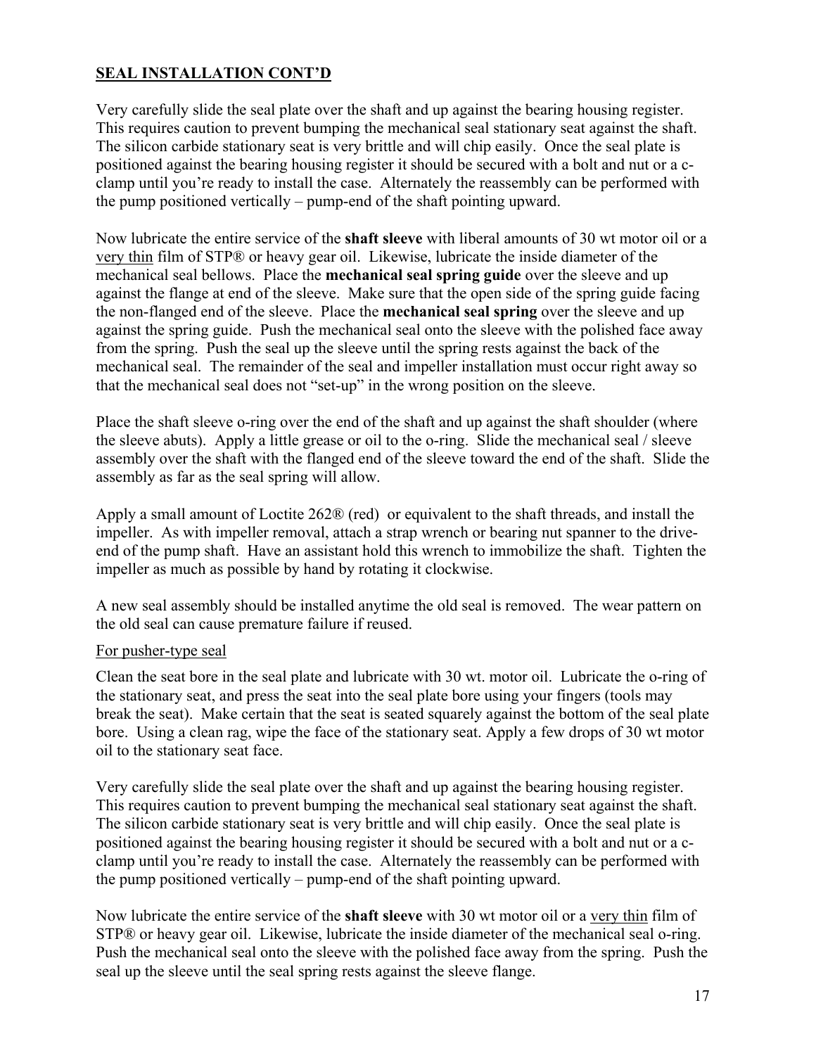## SEAL INSTALLATION CONT'D

Very carefully slide the seal plate over the shaft and up against the bearing housing register. This requires caution to prevent bumping the mechanical seal stationary seat against the shaft. The silicon carbide stationary seat is very brittle and will chip easily. Once the seal plate is positioned against the bearing housing register it should be secured with a bolt and nut or a c-clamp until you're ready to install the case. Alternately the reassembly can be performed with the pump positioned vertically – pump-end of the shaft pointing upward.

Now lubricate the entire service of the **shaft sleeve** with liberal amounts of 30 wt motor oil or a very thin film of STP® or heavy gear oil. Likewise, lubricate the inside diameter of the mechanical seal bellows. Place the **mechanical seal spring guide** over the sleeve and up against the flange at end of the sleeve. Make sure that the open side of the spring guide facing the non-flanged end of the sleeve. Place the **mechanical seal spring** over the sleeve and up against the spring guide. Push the mechanical seal onto the sleeve with the polished face away from the spring. Push the seal up the sleeve until the spring rests against the back of the mechanical seal. The remainder of the seal and impeller installation must occur right away so that the mechanical seal does not "set-up" in the wrong position on the sleeve.

Place the shaft sleeve o-ring over the end of the shaft and up against the shaft shoulder (where the sleeve abuts). Apply a little grease or oil to the o-ring. Slide the mechanical seal / sleeve assembly over the shaft with the flanged end of the sleeve toward the end of the shaft. Slide the assembly as far as the seal spring will allow.

Apply a small amount of Loctite 262® (red) or equivalent to the shaft threads, and install the impeller. As with impeller removal, attach a strap wrench or bearing nut spanner to the drive-end of the pump shaft. Have an assistant hold this wrench to immobilize the shaft. Tighten the impeller as much as possible by hand by rotating it clockwise.

A new seal assembly should be installed anytime the old seal is removed. The wear pattern on the old seal can cause premature failure if reused.

For pusher-type seal

Clean the seat bore in the seal plate and lubricate with 30 wt. motor oil. Lubricate the o-ring of the stationary seat, and press the seat into the seal plate bore using your fingers (tools may break the seat). Make certain that the seat is seated squarely against the bottom of the seal plate bore. Using a clean rag, wipe the face of the stationary seat. Apply a few drops of 30 wt motor oil to the stationary seat face.

Very carefully slide the seal plate over the shaft and up against the bearing housing register. This requires caution to prevent bumping the mechanical seal stationary seat against the shaft. The silicon carbide stationary seat is very brittle and will chip easily. Once the seal plate is positioned against the bearing housing register it should be secured with a bolt and nut or a c-clamp until you're ready to install the case. Alternately the reassembly can be performed with the pump positioned vertically – pump-end of the shaft pointing upward.

Now lubricate the entire service of the **shaft sleeve** with 30 wt motor oil or a very thin film of STP® or heavy gear oil. Likewise, lubricate the inside diameter of the mechanical seal o-ring. Push the mechanical seal onto the sleeve with the polished face away from the spring. Push the seal up the sleeve until the seal spring rests against the sleeve flange.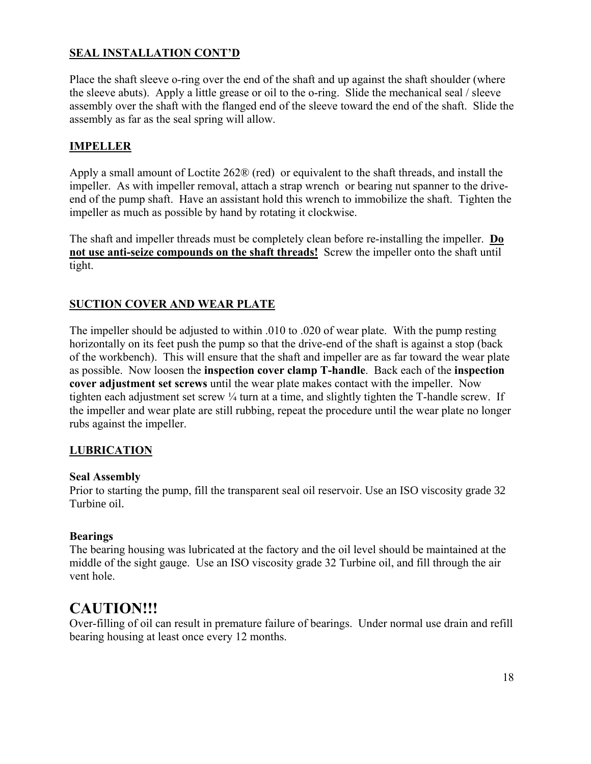## SEAL INSTALLATION CONT'D

Place the shaft sleeve o-ring over the end of the shaft and up against the shaft shoulder (where the sleeve abuts). Apply a little grease or oil to the o-ring. Slide the mechanical seal / sleeve assembly over the shaft with the flanged end of the sleeve toward the end of the shaft. Slide the assembly as far as the seal spring will allow.

## IMPELLER

Apply a small amount of Loctite 262® (red) or equivalent to the shaft threads, and install the impeller. As with impeller removal, attach a strap wrench or bearing nut spanner to the drive-end of the pump shaft. Have an assistant hold this wrench to immobilize the shaft. Tighten the impeller as much as possible by hand by rotating it clockwise.

The shaft and impeller threads must be completely clean before re-installing the impeller. **Do not use anti-seize compounds on the shaft threads!** Screw the impeller onto the shaft until tight.

## SUCTION COVER AND WEAR PLATE

The impeller should be adjusted to within .010 to .020 of wear plate. With the pump resting horizontally on its feet push the pump so that the drive-end of the shaft is against a stop (back of the workbench). This will ensure that the shaft and impeller are as far toward the wear plate as possible. Now loosen the **inspection cover clamp T-handle**. Back each of the **inspection cover adjustment set screws** until the wear plate makes contact with the impeller. Now tighten each adjustment set screw ¼ turn at a time, and slightly tighten the T-handle screw. If the impeller and wear plate are still rubbing, repeat the procedure until the wear plate no longer rubs against the impeller.

## LUBRICATION

### Seal Assembly

Prior to starting the pump, fill the transparent seal oil reservoir. Use an ISO viscosity grade 32 Turbine oil.

### Bearings

The bearing housing was lubricated at the factory and the oil level should be maintained at the middle of the sight gauge. Use an ISO viscosity grade 32 Turbine oil, and fill through the air vent hole.

# CAUTION!!!

Over-filling of oil can result in premature failure of bearings. Under normal use drain and refill bearing housing at least once every 12 months.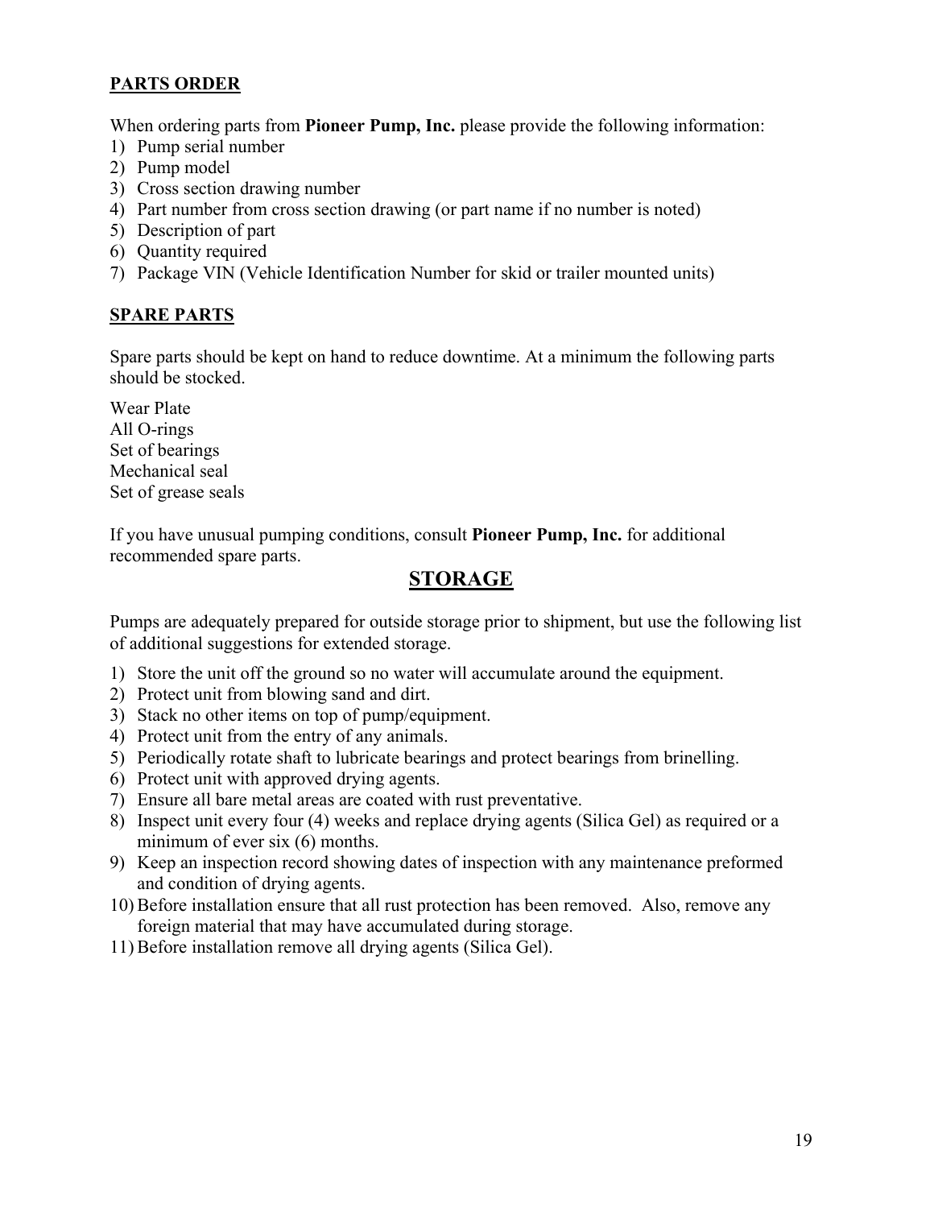## PARTS ORDER

When ordering parts from **Pioneer Pump, Inc.** please provide the following information:

1) Pump serial number
2) Pump model
3) Cross section drawing number
4) Part number from cross section drawing (or part name if no number is noted)
5) Description of part
6) Quantity required
7) Package VIN (Vehicle Identification Number for skid or trailer mounted units)

## SPARE PARTS

Spare parts should be kept on hand to reduce downtime. At a minimum the following parts should be stocked.

Wear Plate
All O-rings
Set of bearings
Mechanical seal
Set of grease seals

If you have unusual pumping conditions, consult **Pioneer Pump, Inc.** for additional recommended spare parts.

# STORAGE

Pumps are adequately prepared for outside storage prior to shipment, but use the following list of additional suggestions for extended storage.

1) Store the unit off the ground so no water will accumulate around the equipment.
2) Protect unit from blowing sand and dirt.
3) Stack no other items on top of pump/equipment.
4) Protect unit from the entry of any animals.
5) Periodically rotate shaft to lubricate bearings and protect bearings from brinelling.
6) Protect unit with approved drying agents.
7) Ensure all bare metal areas are coated with rust preventative.
8) Inspect unit every four (4) weeks and replace drying agents (Silica Gel) as required or a minimum of ever six (6) months.
9) Keep an inspection record showing dates of inspection with any maintenance preformed and condition of drying agents.
10) Before installation ensure that all rust protection has been removed. Also, remove any foreign material that may have accumulated during storage.
11) Before installation remove all drying agents (Silica Gel).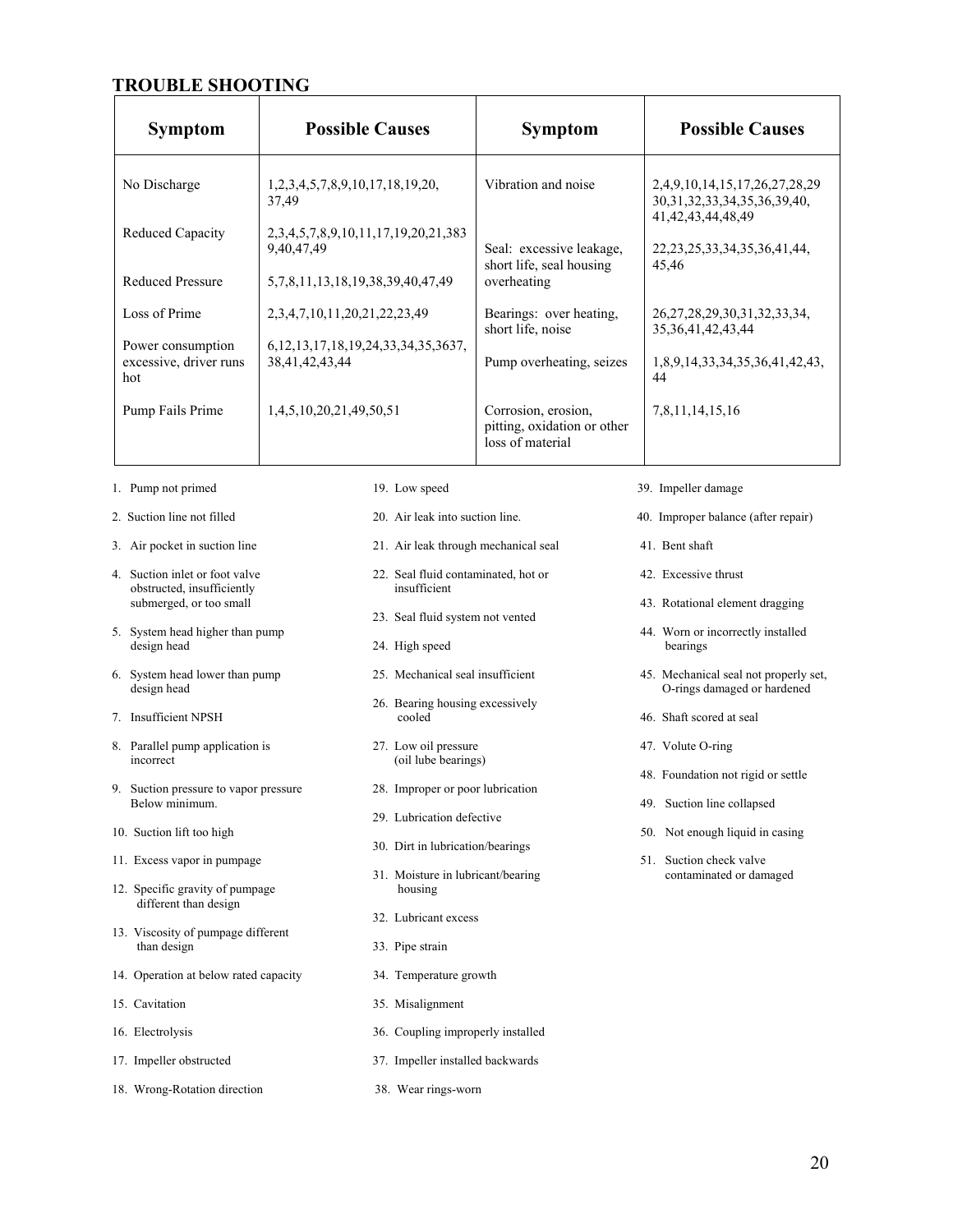## TROUBLE SHOOTING

| Symptom | Possible Causes | Symptom | Possible Causes |
|---|---|---|---|
| No Discharge | 1,2,3,4,5,7,8,9,10,17,18,19,20, 37,49 | Vibration and noise | 2,4,9,10,14,15,17,26,27,28,29 30,31,32,33,34,35,36,39,40, 41,42,43,44,48,49 |
| Reduced Capacity | 2,3,4,5,7,8,9,10,11,17,19,20,21,383 9,40,47,49 | Seal: excessive leakage, short life, seal housing overheating | 22,23,25,33,34,35,36,41,44, 45,46 |
| Reduced Pressure | 5,7,8,11,13,18,19,38,39,40,47,49 | | |
| Loss of Prime | 2,3,4,7,10,11,20,21,22,23,49 | Bearings: over heating, short life, noise | 26,27,28,29,30,31,32,33,34, 35,36,41,42,43,44 |
| Power consumption excessive, driver runs hot | 6,12,13,17,18,19,24,33,34,35,3637, 38,41,42,43,44 | Pump overheating, seizes | 1,8,9,14,33,34,35,36,41,42,43, 44 |
| Pump Fails Prime | 1,4,5,10,20,21,49,50,51 | Corrosion, erosion, pitting, oxidation or other loss of material | 7,8,11,14,15,16 |

1. Pump not primed
2. Suction line not filled
3. Air pocket in suction line
4. Suction inlet or foot valve obstructed, insufficiently submerged, or too small
5. System head higher than pump design head
6. System head lower than pump design head
7. Insufficient NPSH
8. Parallel pump application is incorrect
9. Suction pressure to vapor pressure Below minimum.
10. Suction lift too high
11. Excess vapor in pumpage
12. Specific gravity of pumpage different than design
13. Viscosity of pumpage different than design
14. Operation at below rated capacity
15. Cavitation
16. Electrolysis
17. Impeller obstructed
18. Wrong-Rotation direction
19. Low speed
20. Air leak into suction line.
21. Air leak through mechanical seal
22. Seal fluid contaminated, hot or insufficient
23. Seal fluid system not vented
24. High speed
25. Mechanical seal insufficient
26. Bearing housing excessively cooled
27. Low oil pressure (oil lube bearings)
28. Improper or poor lubrication
29. Lubrication defective
30. Dirt in lubrication/bearings
31. Moisture in lubricant/bearing housing
32. Lubricant excess
33. Pipe strain
34. Temperature growth
35. Misalignment
36. Coupling improperly installed
37. Impeller installed backwards
38. Wear rings-worn
39. Impeller damage
40. Improper balance (after repair)
41. Bent shaft
42. Excessive thrust
43. Rotational element dragging
44. Worn or incorrectly installed bearings
45. Mechanical seal not properly set, O-rings damaged or hardened
46. Shaft scored at seal
47. Volute O-ring
48. Foundation not rigid or settle
49. Suction line collapsed
50. Not enough liquid in casing
51. Suction check valve contaminated or damaged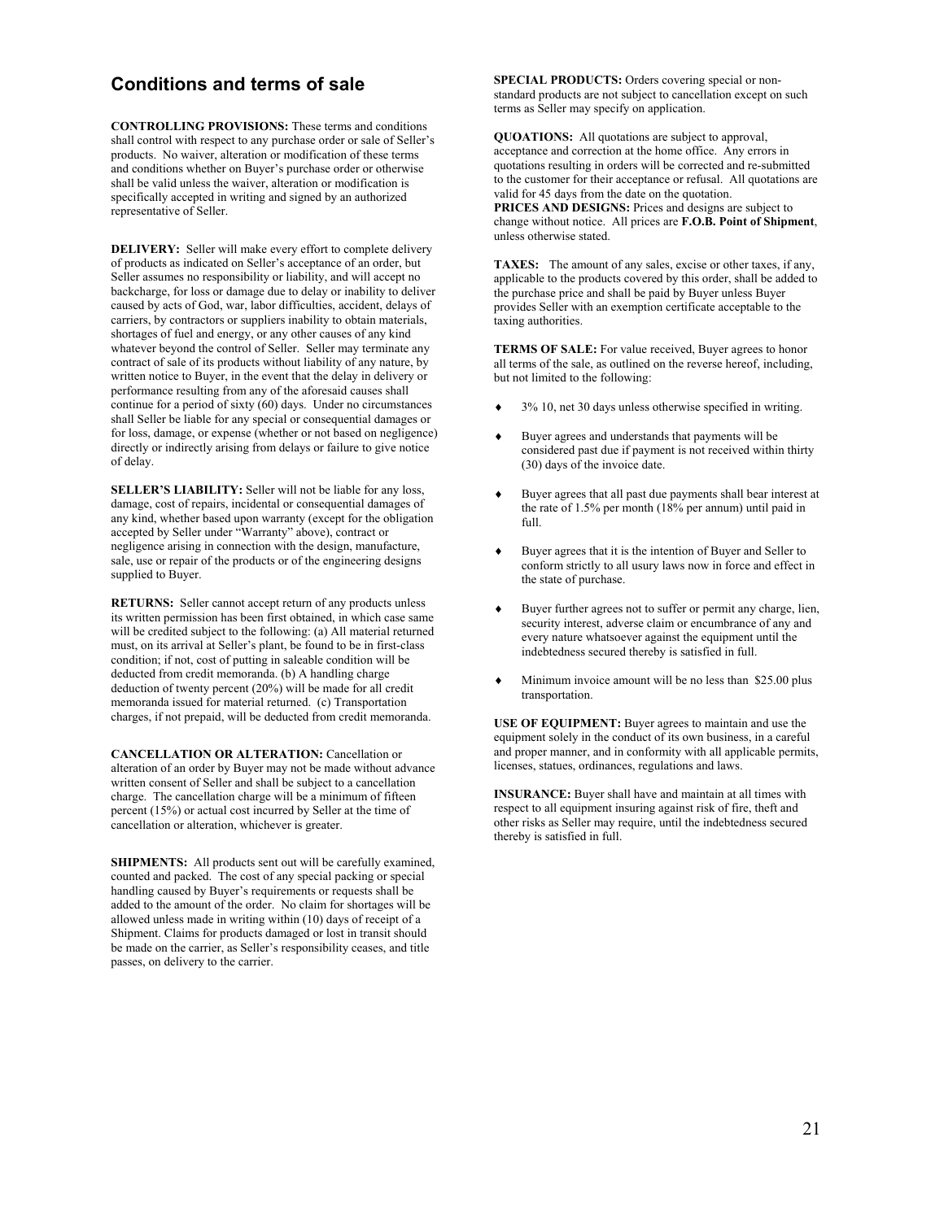## Conditions and terms of sale

**CONTROLLING PROVISIONS:** These terms and conditions shall control with respect to any purchase order or sale of Seller's products. No waiver, alteration or modification of these terms and conditions whether on Buyer's purchase order or otherwise shall be valid unless the waiver, alteration or modification is specifically accepted in writing and signed by an authorized representative of Seller.

**DELIVERY:** Seller will make every effort to complete delivery of products as indicated on Seller's acceptance of an order, but Seller assumes no responsibility or liability, and will accept no backcharge, for loss or damage due to delay or inability to deliver caused by acts of God, war, labor difficulties, accident, delays of carriers, by contractors or suppliers inability to obtain materials, shortages of fuel and energy, or any other causes of any kind whatever beyond the control of Seller. Seller may terminate any contract of sale of its products without liability of any nature, by written notice to Buyer, in the event that the delay in delivery or performance resulting from any of the aforesaid causes shall continue for a period of sixty (60) days. Under no circumstances shall Seller be liable for any special or consequential damages or for loss, damage, or expense (whether or not based on negligence) directly or indirectly arising from delays or failure to give notice of delay.

**SELLER'S LIABILITY:** Seller will not be liable for any loss, damage, cost of repairs, incidental or consequential damages of any kind, whether based upon warranty (except for the obligation accepted by Seller under "Warranty" above), contract or negligence arising in connection with the design, manufacture, sale, use or repair of the products or of the engineering designs supplied to Buyer.

**RETURNS:** Seller cannot accept return of any products unless its written permission has been first obtained, in which case same will be credited subject to the following: (a) All material returned must, on its arrival at Seller's plant, be found to be in first-class condition; if not, cost of putting in saleable condition will be deducted from credit memoranda. (b) A handling charge deduction of twenty percent (20%) will be made for all credit memoranda issued for material returned. (c) Transportation charges, if not prepaid, will be deducted from credit memoranda.

**CANCELLATION OR ALTERATION:** Cancellation or alteration of an order by Buyer may not be made without advance written consent of Seller and shall be subject to a cancellation charge. The cancellation charge will be a minimum of fifteen percent (15%) or actual cost incurred by Seller at the time of cancellation or alteration, whichever is greater.

**SHIPMENTS:** All products sent out will be carefully examined, counted and packed. The cost of any special packing or special handling caused by Buyer's requirements or requests shall be added to the amount of the order. No claim for shortages will be allowed unless made in writing within (10) days of receipt of a Shipment. Claims for products damaged or lost in transit should be made on the carrier, as Seller's responsibility ceases, and title passes, on delivery to the carrier.

**SPECIAL PRODUCTS:** Orders covering special or non-standard products are not subject to cancellation except on such terms as Seller may specify on application.

**QUOATIONS:** All quotations are subject to approval, acceptance and correction at the home office. Any errors in quotations resulting in orders will be corrected and re-submitted to the customer for their acceptance or refusal. All quotations are valid for 45 days from the date on the quotation.

**PRICES AND DESIGNS:** Prices and designs are subject to change without notice. All prices are **F.O.B. Point of Shipment**, unless otherwise stated.

**TAXES:** The amount of any sales, excise or other taxes, if any, applicable to the products covered by this order, shall be added to the purchase price and shall be paid by Buyer unless Buyer provides Seller with an exemption certificate acceptable to the taxing authorities.

**TERMS OF SALE:** For value received, Buyer agrees to honor all terms of the sale, as outlined on the reverse hereof, including, but not limited to the following:

- 3% 10, net 30 days unless otherwise specified in writing.
- Buyer agrees and understands that payments will be considered past due if payment is not received within thirty (30) days of the invoice date.
- Buyer agrees that all past due payments shall bear interest at the rate of 1.5% per month (18% per annum) until paid in full.
- Buyer agrees that it is the intention of Buyer and Seller to conform strictly to all usury laws now in force and effect in the state of purchase.
- Buyer further agrees not to suffer or permit any charge, lien, security interest, adverse claim or encumbrance of any and every nature whatsoever against the equipment until the indebtedness secured thereby is satisfied in full.
- Minimum invoice amount will be no less than $25.00 plus transportation.

**USE OF EQUIPMENT:** Buyer agrees to maintain and use the equipment solely in the conduct of its own business, in a careful and proper manner, and in conformity with all applicable permits, licenses, statues, ordinances, regulations and laws.

**INSURANCE:** Buyer shall have and maintain at all times with respect to all equipment insuring against risk of fire, theft and other risks as Seller may require, until the indebtedness secured thereby is satisfied in full.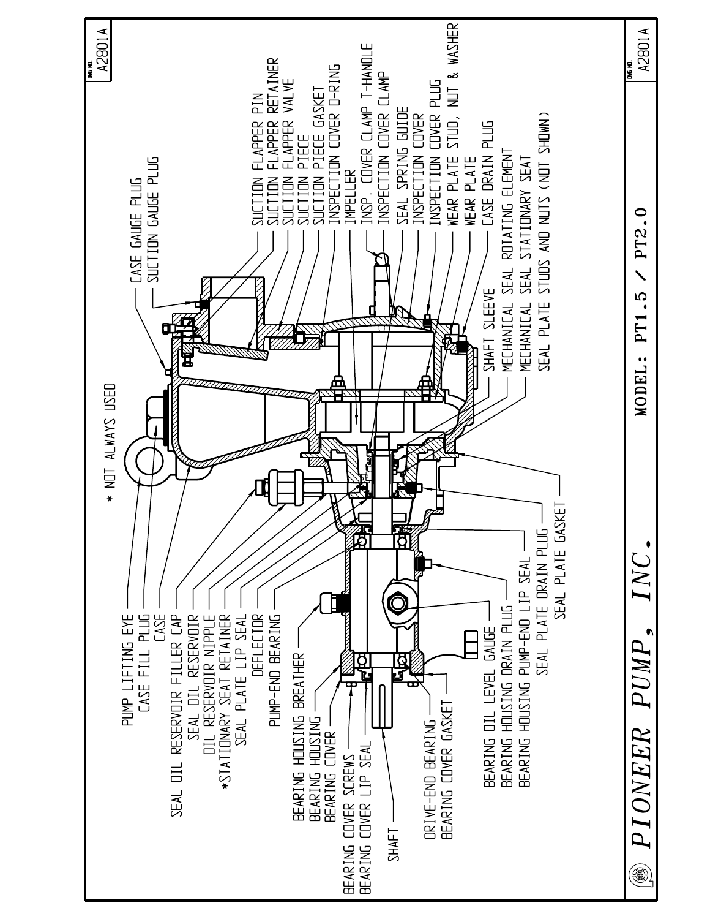PIONEER PUMP, INC.

MODEL: PT1.5 / PT2.0

DWG NO. A2801A

\* NOT ALWAYS USED

PUMP LIFTING EYE
CASE FILL PLUG
CASE
SEAL OIL RESERVOIR FILLER CAP
SEAL OIL RESERVOIR
OIL RESERVOIR NIPPLE
\*STATIONARY SEAT RETAINER
SEAL PLATE LIP SEAL
DEFLECTOR
PUMP-END BEARING
BEARING HOUSING BREATHER
BEARING HOUSING
BEARING COVER
BEARING COVER SCREWS
BEARING COVER LIP SEAL
SHAFT
DRIVE-END BEARING
BEARING COVER GASKET
BEARING OIL LEVEL GAUGE
BEARING HOUSING DRAIN PLUG
BEARING HOUSING PUMP-END LIP SEAL
SEAL PLATE DRAIN PLUG
SEAL PLATE GASKET
CASE GAUGE PLUG
SUCTION GAUGE PLUG
SUCTION FLAPPER PIN
SUCTION FLAPPER RETAINER
SUCTION FLAPPER VALVE
SUCTION PIECE
SUCTION PIECE GASKET
INSPECTION COVER O-RING
IMPELLER
INSP. COVER CLAMP T-HANDLE
INSPECTION COVER CLAMP
SEAL SPRING GUIDE
INSPECTION COVER
INSPECTION COVER PLUG
WEAR PLATE STUD, NUT & WASHER
WEAR PLATE
CASE DRAIN PLUG
SHAFT SLEEVE
MECHANICAL SEAL ROTATING ELEMENT
MECHANICAL SEAL STATIONARY SEAT
SEAL PLATE STUDS AND NUTS (NOT SHOWN)